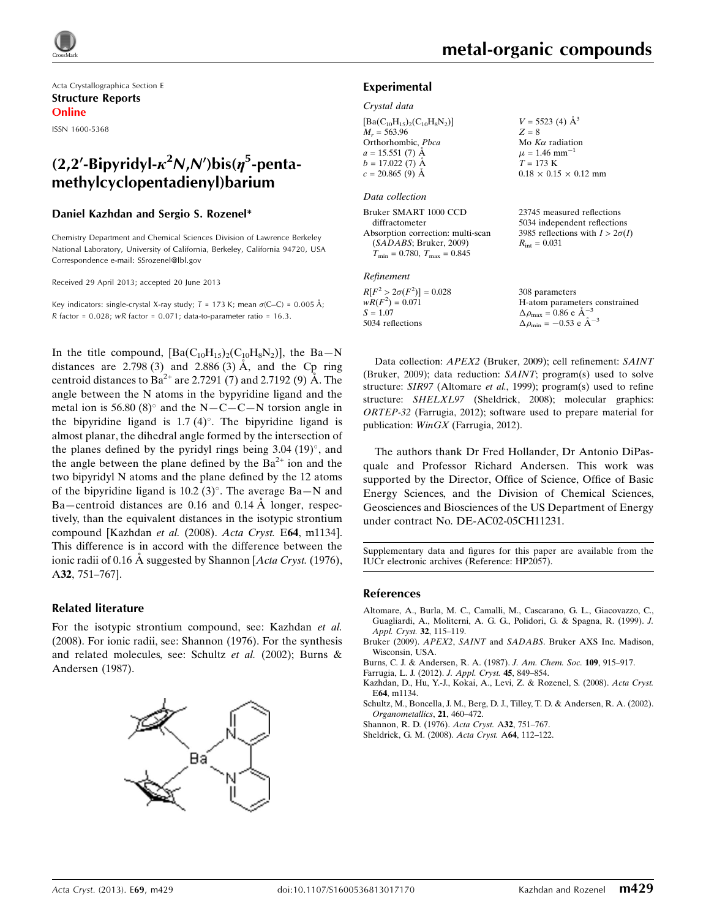Acta Crystallographica Section E
**Structure Reports Online**

ISSN 1600-5368

# (2,2′-Bipyridyl-$\kappa^2N,N'$)bis($\eta^5$-pentamethylcyclopentadienyl)barium

**Daniel Kazhdan and Sergio S. Rozenel***

Chemistry Department and Chemical Sciences Division of Lawrence Berkeley National Laboratory, University of California, Berkeley, California 94720, USA
Correspondence e-mail: SSrozenel@lbl.gov

Received 29 April 2013; accepted 20 June 2013

Key indicators: single-crystal X-ray study; $T$ = 173 K; mean $\sigma$(C–C) = 0.005 Å; $R$ factor = 0.028; $wR$ factor = 0.071; data-to-parameter ratio = 16.3.

In the title compound, $[Ba(C_{10}H_{15})_2(C_{10}H_8N_2)]$, the Ba—N distances are 2.798 (3) and 2.886 (3) Å, and the Cp ring centroid distances to $Ba^{2+}$ are 2.7291 (7) and 2.7192 (9) Å. The angle between the N atoms in the bypyridine ligand and the metal ion is 56.80 (8)° and the N—C—C—N torsion angle in the bipyridine ligand is 1.7 (4)°. The bipyridine ligand is almost planar, the dihedral angle formed by the intersection of the planes defined by the pyridyl rings being 3.04 (19)°, and the angle between the plane defined by the $Ba^{2+}$ ion and the two bipyridyl N atoms and the plane defined by the 12 atoms of the bipyridine ligand is 10.2 (3)°. The average Ba—N and Ba—centroid distances are 0.16 and 0.14 Å longer, respectively, than the equivalent distances in the isotypic strontium compound [Kazhdan *et al.* (2008). *Acta Cryst.* E**64**, m1134]. This difference is in accord with the difference between the ionic radii of 0.16 Å suggested by Shannon [*Acta Cryst.* (1976), A**32**, 751–767].

## Related literature

For the isotypic strontium compound, see: Kazhdan *et al.* (2008). For ionic radii, see: Shannon (1976). For the synthesis and related molecules, see: Schultz *et al.* (2002); Burns & Andersen (1987).

## Experimental

### Crystal data

$[Ba(C_{10}H_{15})_2(C_{10}H_8N_2)]$
$M_r$ = 563.96
Orthorhombic, $Pbca$
$a$ = 15.551 (7) Å
$b$ = 17.022 (7) Å
$c$ = 20.865 (9) Å
$V$ = 5523 (4) Å$^3$
$Z$ = 8
Mo $K\alpha$ radiation
$\mu$ = 1.46 mm$^{-1}$
$T$ = 173 K
0.18 × 0.15 × 0.12 mm

### Data collection

Bruker SMART 1000 CCD diffractometer
Absorption correction: multi-scan (*SADABS*; Bruker, 2009)
$T_{min}$ = 0.780, $T_{max}$ = 0.845
23745 measured reflections
5034 independent reflections
3985 reflections with $I > 2\sigma(I)$
$R_{int}$ = 0.031

### Refinement

$R[F^2 > 2\sigma(F^2)]$ = 0.028
$wR(F^2)$ = 0.071
$S$ = 1.07
5034 reflections
308 parameters
H-atom parameters constrained
$\Delta\rho_{max}$ = 0.86 e Å$^{-3}$
$\Delta\rho_{min}$ = −0.53 e Å$^{-3}$

Data collection: *APEX2* (Bruker, 2009); cell refinement: *SAINT* (Bruker, 2009); data reduction: *SAINT*; program(s) used to solve structure: *SIR97* (Altomare *et al.*, 1999); program(s) used to refine structure: *SHELXL97* (Sheldrick, 2008); molecular graphics: *ORTEP-32* (Farrugia, 2012); software used to prepare material for publication: *WinGX* (Farrugia, 2012).

The authors thank Dr Fred Hollander, Dr Antonio DiPasquale and Professor Richard Andersen. This work was supported by the Director, Office of Science, Office of Basic Energy Sciences, and the Division of Chemical Sciences, Geosciences and Biosciences of the US Department of Energy under contract No. DE-AC02-05CH11231.

Supplementary data and figures for this paper are available from the IUCr electronic archives (Reference: HP2057).

## References

Altomare, A., Burla, M. C., Camalli, M., Cascarano, G. L., Giacovazzo, C., Guagliardi, A., Moliterni, A. G. G., Polidori, G. & Spagna, R. (1999). *J. Appl. Cryst.* **32**, 115–119.
Bruker (2009). *APEX2*, *SAINT* and *SADABS*. Bruker AXS Inc. Madison, Wisconsin, USA.
Burns, C. J. & Andersen, R. A. (1987). *J. Am. Chem. Soc.* **109**, 915–917.
Farrugia, L. J. (2012). *J. Appl. Cryst.* **45**, 849–854.
Kazhdan, D., Hu, Y.-J., Kokai, A., Levi, Z. & Rozenel, S. (2008). *Acta Cryst.* E**64**, m1134.
Schultz, M., Boncella, J. M., Berg, D. J., Tilley, T. D. & Andersen, R. A. (2002). *Organometallics*, **21**, 460–472.
Shannon, R. D. (1976). *Acta Cryst.* A**32**, 751–767.
Sheldrick, G. M. (2008). *Acta Cryst.* A**64**, 112–122.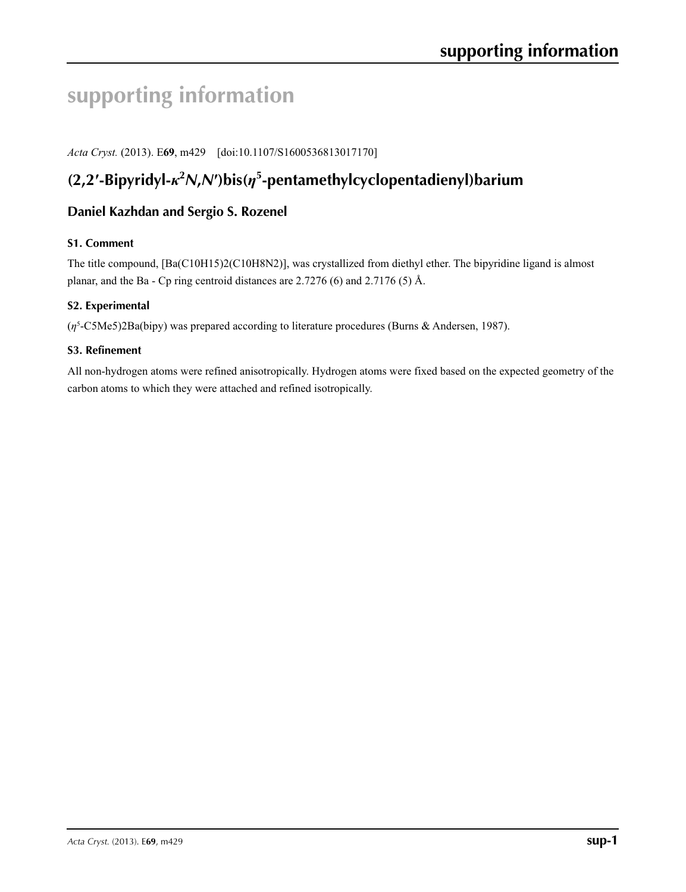# supporting information

*Acta Cryst.* (2013). E**69**, m429 [doi:10.1107/S1600536813017170]

## (2,2′-Bipyridyl-$\kappa^2N,N'$)bis($\eta^5$-pentamethylcyclopentadienyl)barium

### Daniel Kazhdan and Sergio S. Rozenel

### S1. Comment

The title compound, [Ba($C_{10}H_{15}$)2($C_{10}H_8N_2$)], was crystallized from diethyl ether. The bipyridine ligand is almost planar, and the Ba - Cp ring centroid distances are 2.7276 (6) and 2.7176 (5) Å.

### S2. Experimental

($\eta^5$-C5Me5)2Ba(bipy) was prepared according to literature procedures (Burns & Andersen, 1987).

### S3. Refinement

All non-hydrogen atoms were refined anisotropically. Hydrogen atoms were fixed based on the expected geometry of the carbon atoms to which they were attached and refined isotropically.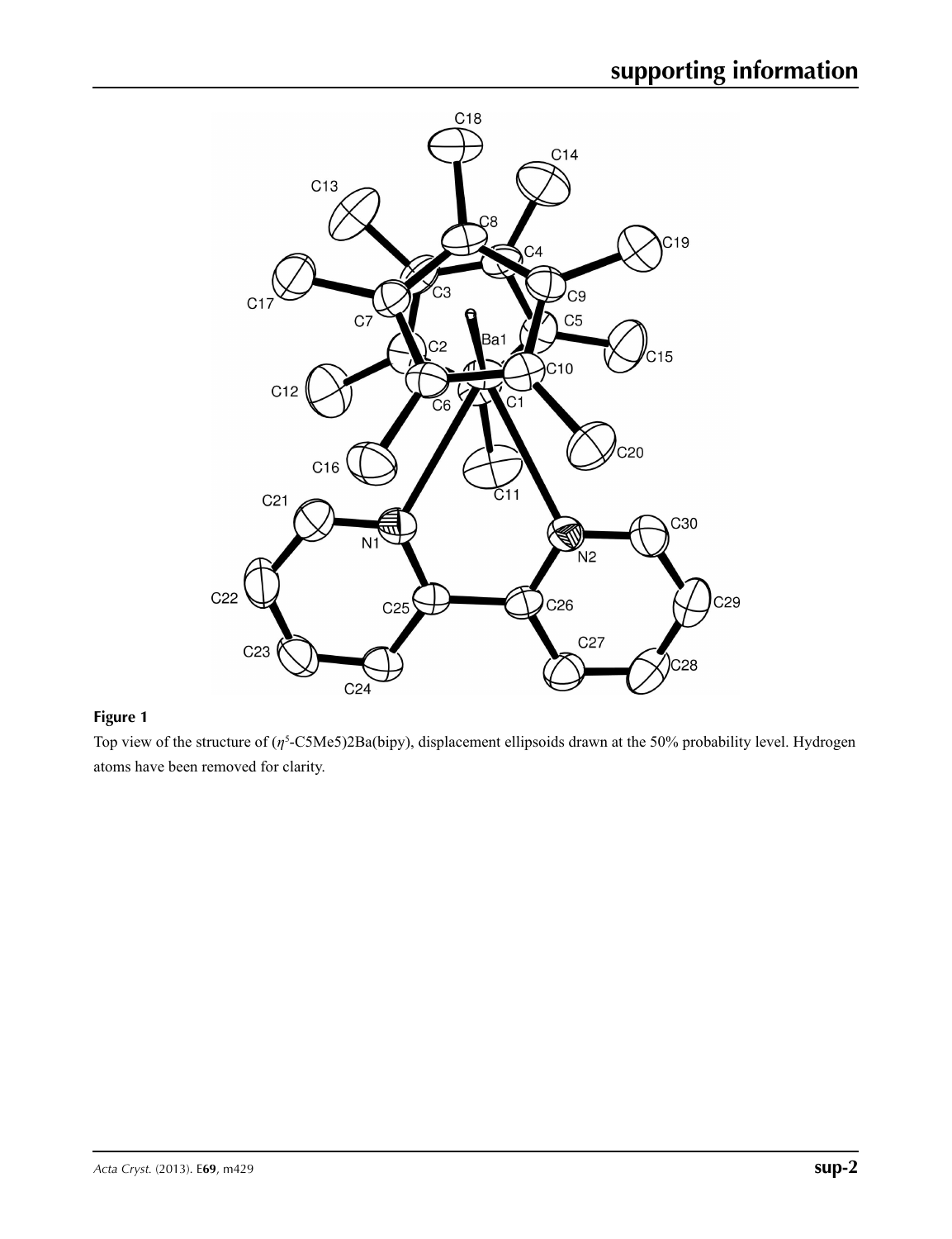**Figure 1**

Top view of the structure of ($\eta^5$-C5Me5)2Ba(bipy), displacement ellipsoids drawn at the 50% probability level. Hydrogen atoms have been removed for clarity.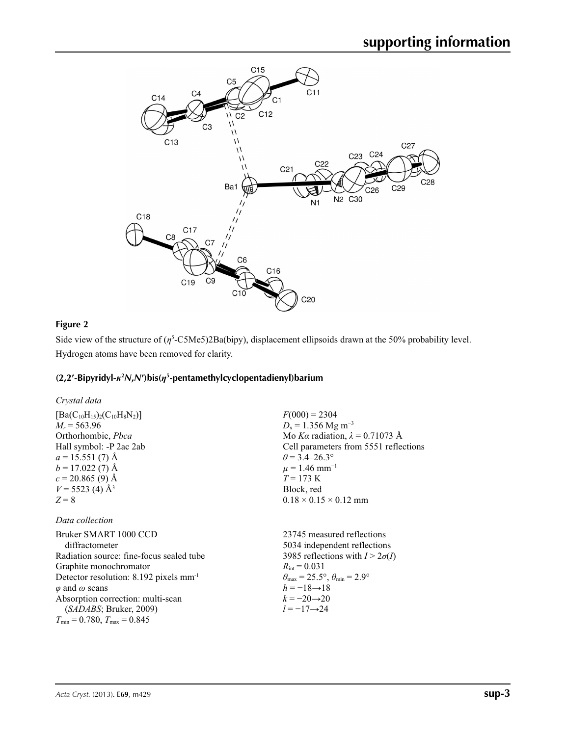**Figure 2**

Side view of the structure of ($\eta^5$-C5Me5)2Ba(bipy), displacement ellipsoids drawn at the 50% probability level. Hydrogen atoms have been removed for clarity.

### (2,2′-Bipyridyl-$\kappa^2N,N'$)bis($\eta^5$-pentamethylcyclopentadienyl)barium

*Crystal data*

$[Ba(C_{10}H_{15})_2(C_{10}H_8N_2)]$
$M_r = 563.96$
Orthorhombic, *Pbca*
Hall symbol: -P 2ac 2ab
$a = 15.551$ (7) Å
$b = 17.022$ (7) Å
$c = 20.865$ (9) Å
$V = 5523$ (4) Å$^3$
$Z = 8$

$F(000) = 2304$
$D_x = 1.356$ Mg m$^{-3}$
Mo $K\alpha$ radiation, $\lambda = 0.71073$ Å
Cell parameters from 5551 reflections
$\theta = 3.4$–$26.3°$
$\mu = 1.46$ mm$^{-1}$
$T = 173$ K
Block, red
$0.18 \times 0.15 \times 0.12$ mm

*Data collection*

Bruker SMART 1000 CCD diffractometer
Radiation source: fine-focus sealed tube
Graphite monochromator
Detector resolution: 8.192 pixels mm$^{-1}$
$\varphi$ and $\omega$ scans
Absorption correction: multi-scan (*SADABS*; Bruker, 2009)
$T_{min} = 0.780$, $T_{max} = 0.845$

23745 measured reflections
5034 independent reflections
3985 reflections with $I > 2\sigma(I)$
$R_{int} = 0.031$
$\theta_{max} = 25.5°$, $\theta_{min} = 2.9°$
$h = -18 \rightarrow 18$
$k = -20 \rightarrow 20$
$l = -17 \rightarrow 24$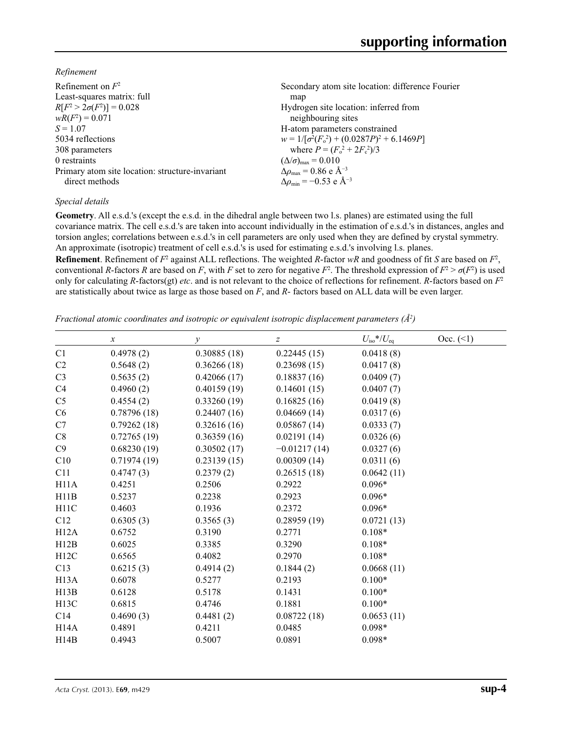*Refinement*

Refinement on $F^2$
Least-squares matrix: full
$R[F^2 > 2\sigma(F^2)] = 0.028$
$wR(F^2) = 0.071$
$S = 1.07$
5034 reflections
308 parameters
0 restraints
Primary atom site location: structure-invariant direct methods
Secondary atom site location: difference Fourier map
Hydrogen site location: inferred from neighbouring sites
H-atom parameters constrained
$w = 1/[\sigma^2(F_o^2) + (0.0287P)^2 + 6.1469P]$ where $P = (F_o^2 + 2F_c^2)/3$
$(\Delta/\sigma)_{max} = 0.010$
$\Delta\rho_{max} = 0.86$ e Å$^{-3}$
$\Delta\rho_{min} = -0.53$ e Å$^{-3}$

*Special details*

**Geometry**. All e.s.d.'s (except the e.s.d. in the dihedral angle between two l.s. planes) are estimated using the full covariance matrix. The cell e.s.d.'s are taken into account individually in the estimation of e.s.d.'s in distances, angles and torsion angles; correlations between e.s.d.'s in cell parameters are only used when they are defined by crystal symmetry. An approximate (isotropic) treatment of cell e.s.d.'s is used for estimating e.s.d.'s involving l.s. planes.

**Refinement**. Refinement of $F^2$ against ALL reflections. The weighted $R$-factor $wR$ and goodness of fit $S$ are based on $F^2$, conventional $R$-factors $R$ are based on $F$, with $F$ set to zero for negative $F^2$. The threshold expression of $F^2 > \sigma(F^2)$ is used only for calculating $R$-factors(gt) *etc*. and is not relevant to the choice of reflections for refinement. $R$-factors based on $F^2$ are statistically about twice as large as those based on $F$, and $R$- factors based on ALL data will be even larger.

*Fractional atomic coordinates and isotropic or equivalent isotropic displacement parameters (Å$^2$)*

| | $x$ | $y$ | $z$ | $U_{iso}$*/$U_{eq}$ | Occ. (<1) |
|---|---|---|---|---|---|
| C1 | 0.4978 (2) | 0.30885 (18) | 0.22445 (15) | 0.0418 (8) | |
| C2 | 0.5648 (2) | 0.36266 (18) | 0.23698 (15) | 0.0417 (8) | |
| C3 | 0.5635 (2) | 0.42066 (17) | 0.18837 (16) | 0.0409 (7) | |
| C4 | 0.4960 (2) | 0.40159 (19) | 0.14601 (15) | 0.0407 (7) | |
| C5 | 0.4554 (2) | 0.33260 (19) | 0.16825 (16) | 0.0419 (8) | |
| C6 | 0.78796 (18) | 0.24407 (16) | 0.04669 (14) | 0.0317 (6) | |
| C7 | 0.79262 (18) | 0.32616 (16) | 0.05867 (14) | 0.0333 (7) | |
| C8 | 0.72765 (19) | 0.36359 (16) | 0.02191 (14) | 0.0326 (6) | |
| C9 | 0.68230 (19) | 0.30502 (17) | −0.01217 (14) | 0.0327 (6) | |
| C10 | 0.71974 (19) | 0.23139 (15) | 0.00309 (14) | 0.0311 (6) | |
| C11 | 0.4747 (3) | 0.2379 (2) | 0.26515 (18) | 0.0642 (11) | |
| H11A | 0.4251 | 0.2506 | 0.2922 | 0.096* | |
| H11B | 0.5237 | 0.2238 | 0.2923 | 0.096* | |
| H11C | 0.4603 | 0.1936 | 0.2372 | 0.096* | |
| C12 | 0.6305 (3) | 0.3565 (3) | 0.28959 (19) | 0.0721 (13) | |
| H12A | 0.6752 | 0.3190 | 0.2771 | 0.108* | |
| H12B | 0.6025 | 0.3385 | 0.3290 | 0.108* | |
| H12C | 0.6565 | 0.4082 | 0.2970 | 0.108* | |
| C13 | 0.6215 (3) | 0.4914 (2) | 0.1844 (2) | 0.0668 (11) | |
| H13A | 0.6078 | 0.5277 | 0.2193 | 0.100* | |
| H13B | 0.6128 | 0.5178 | 0.1431 | 0.100* | |
| H13C | 0.6815 | 0.4746 | 0.1881 | 0.100* | |
| C14 | 0.4690 (3) | 0.4481 (2) | 0.08722 (18) | 0.0653 (11) | |
| H14A | 0.4891 | 0.4211 | 0.0485 | 0.098* | |
| H14B | 0.4943 | 0.5007 | 0.0891 | 0.098* | |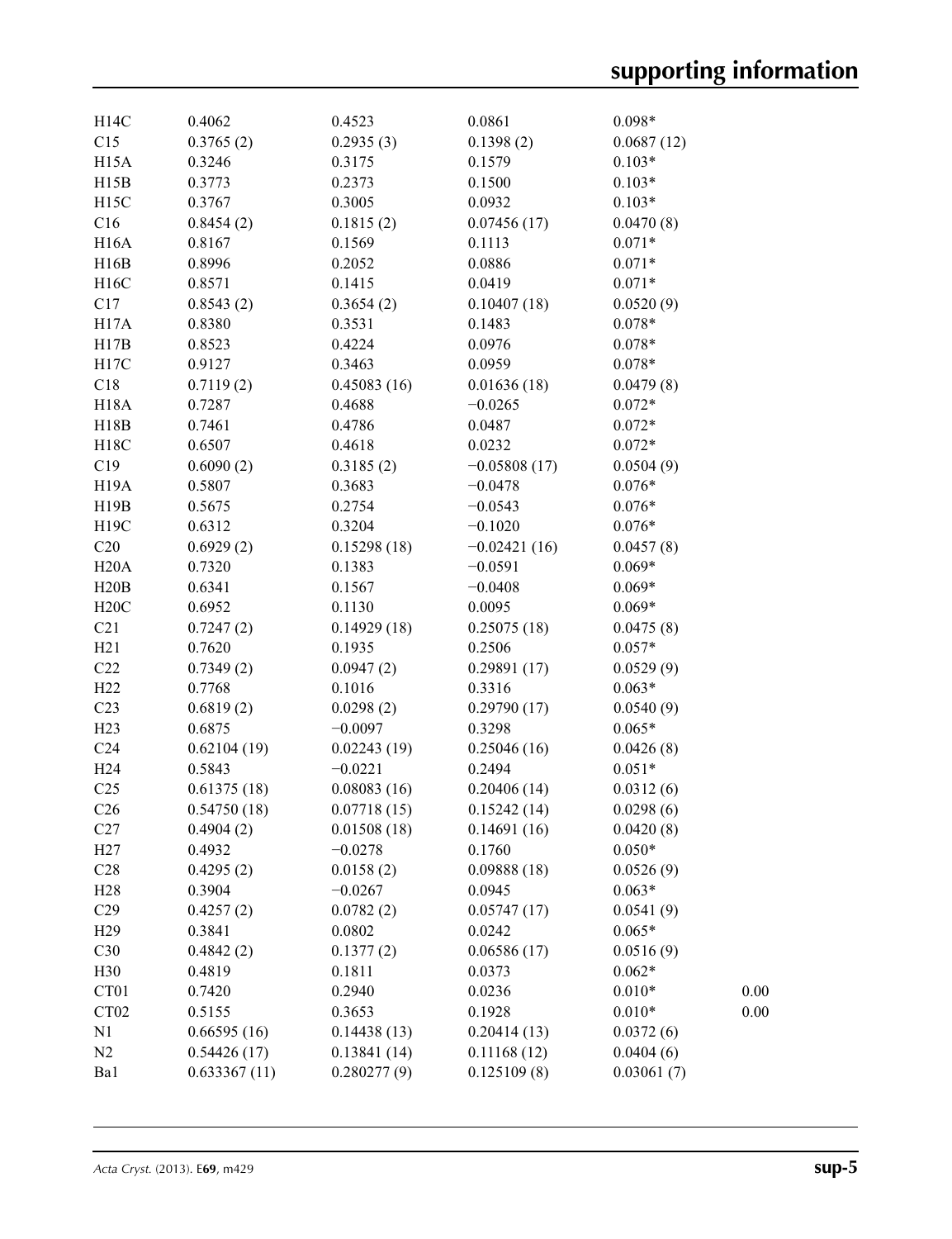| | | | | | |
|---|---|---|---|---|---|
| H14C | 0.4062 | 0.4523 | 0.0861 | 0.098* | |
| C15 | 0.3765 (2) | 0.2935 (3) | 0.1398 (2) | 0.0687 (12) | |
| H15A | 0.3246 | 0.3175 | 0.1579 | 0.103* | |
| H15B | 0.3773 | 0.2373 | 0.1500 | 0.103* | |
| H15C | 0.3767 | 0.3005 | 0.0932 | 0.103* | |
| C16 | 0.8454 (2) | 0.1815 (2) | 0.07456 (17) | 0.0470 (8) | |
| H16A | 0.8167 | 0.1569 | 0.1113 | 0.071* | |
| H16B | 0.8996 | 0.2052 | 0.0886 | 0.071* | |
| H16C | 0.8571 | 0.1415 | 0.0419 | 0.071* | |
| C17 | 0.8543 (2) | 0.3654 (2) | 0.10407 (18) | 0.0520 (9) | |
| H17A | 0.8380 | 0.3531 | 0.1483 | 0.078* | |
| H17B | 0.8523 | 0.4224 | 0.0976 | 0.078* | |
| H17C | 0.9127 | 0.3463 | 0.0959 | 0.078* | |
| C18 | 0.7119 (2) | 0.45083 (16) | 0.01636 (18) | 0.0479 (8) | |
| H18A | 0.7287 | 0.4688 | −0.0265 | 0.072* | |
| H18B | 0.7461 | 0.4786 | 0.0487 | 0.072* | |
| H18C | 0.6507 | 0.4618 | 0.0232 | 0.072* | |
| C19 | 0.6090 (2) | 0.3185 (2) | −0.05808 (17) | 0.0504 (9) | |
| H19A | 0.5807 | 0.3683 | −0.0478 | 0.076* | |
| H19B | 0.5675 | 0.2754 | −0.0543 | 0.076* | |
| H19C | 0.6312 | 0.3204 | −0.1020 | 0.076* | |
| C20 | 0.6929 (2) | 0.15298 (18) | −0.02421 (16) | 0.0457 (8) | |
| H20A | 0.7320 | 0.1383 | −0.0591 | 0.069* | |
| H20B | 0.6341 | 0.1567 | −0.0408 | 0.069* | |
| H20C | 0.6952 | 0.1130 | 0.0095 | 0.069* | |
| C21 | 0.7247 (2) | 0.14929 (18) | 0.25075 (18) | 0.0475 (8) | |
| H21 | 0.7620 | 0.1935 | 0.2506 | 0.057* | |
| C22 | 0.7349 (2) | 0.0947 (2) | 0.29891 (17) | 0.0529 (9) | |
| H22 | 0.7768 | 0.1016 | 0.3316 | 0.063* | |
| C23 | 0.6819 (2) | 0.0298 (2) | 0.29790 (17) | 0.0540 (9) | |
| H23 | 0.6875 | −0.0097 | 0.3298 | 0.065* | |
| C24 | 0.62104 (19) | 0.02243 (19) | 0.25046 (16) | 0.0426 (8) | |
| H24 | 0.5843 | −0.0221 | 0.2494 | 0.051* | |
| C25 | 0.61375 (18) | 0.08083 (16) | 0.20406 (14) | 0.0312 (6) | |
| C26 | 0.54750 (18) | 0.07718 (15) | 0.15242 (14) | 0.0298 (6) | |
| C27 | 0.4904 (2) | 0.01508 (18) | 0.14691 (16) | 0.0420 (8) | |
| H27 | 0.4932 | −0.0278 | 0.1760 | 0.050* | |
| C28 | 0.4295 (2) | 0.0158 (2) | 0.09888 (18) | 0.0526 (9) | |
| H28 | 0.3904 | −0.0267 | 0.0945 | 0.063* | |
| C29 | 0.4257 (2) | 0.0782 (2) | 0.05747 (17) | 0.0541 (9) | |
| H29 | 0.3841 | 0.0802 | 0.0242 | 0.065* | |
| C30 | 0.4842 (2) | 0.1377 (2) | 0.06586 (17) | 0.0516 (9) | |
| H30 | 0.4819 | 0.1811 | 0.0373 | 0.062* | |
| CT01 | 0.7420 | 0.2940 | 0.0236 | 0.010* | 0.00 |
| CT02 | 0.5155 | 0.3653 | 0.1928 | 0.010* | 0.00 |
| N1 | 0.66595 (16) | 0.14438 (13) | 0.20414 (13) | 0.0372 (6) | |
| N2 | 0.54426 (17) | 0.13841 (14) | 0.11168 (12) | 0.0404 (6) | |
| Ba1 | 0.633367 (11) | 0.280277 (9) | 0.125109 (8) | 0.03061 (7) | |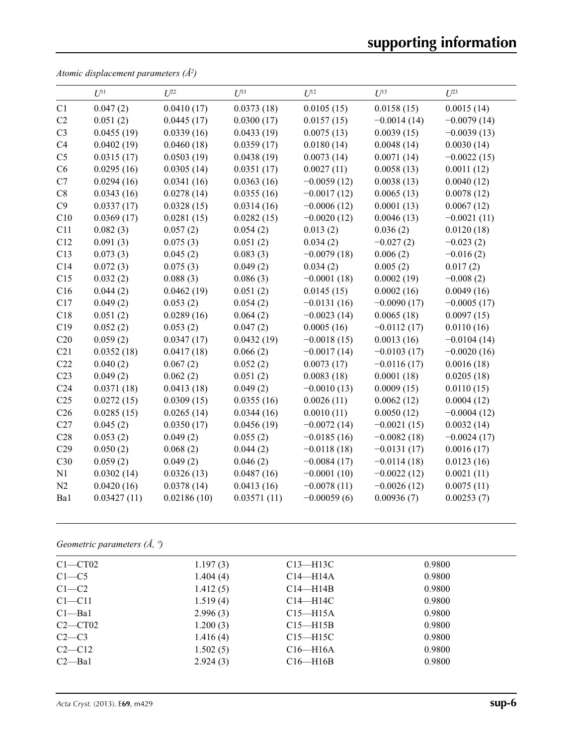*Atomic displacement parameters (Å²)*

| | $U^{11}$ | $U^{22}$ | $U^{33}$ | $U^{12}$ | $U^{13}$ | $U^{23}$ |
|---|---|---|---|---|---|---|
| C1 | 0.047 (2) | 0.0410 (17) | 0.0373 (18) | 0.0105 (15) | 0.0158 (15) | 0.0015 (14) |
| C2 | 0.051 (2) | 0.0445 (17) | 0.0300 (17) | 0.0157 (15) | −0.0014 (14) | −0.0079 (14) |
| C3 | 0.0455 (19) | 0.0339 (16) | 0.0433 (19) | 0.0075 (13) | 0.0039 (15) | −0.0039 (13) |
| C4 | 0.0402 (19) | 0.0460 (18) | 0.0359 (17) | 0.0180 (14) | 0.0048 (14) | 0.0030 (14) |
| C5 | 0.0315 (17) | 0.0503 (19) | 0.0438 (19) | 0.0073 (14) | 0.0071 (14) | −0.0022 (15) |
| C6 | 0.0295 (16) | 0.0305 (14) | 0.0351 (17) | 0.0027 (11) | 0.0058 (13) | 0.0011 (12) |
| C7 | 0.0294 (16) | 0.0341 (16) | 0.0363 (16) | −0.0059 (12) | 0.0038 (13) | 0.0040 (12) |
| C8 | 0.0343 (16) | 0.0278 (14) | 0.0355 (16) | −0.0017 (12) | 0.0065 (13) | 0.0078 (12) |
| C9 | 0.0337 (17) | 0.0328 (15) | 0.0314 (16) | −0.0006 (12) | 0.0001 (13) | 0.0067 (12) |
| C10 | 0.0369 (17) | 0.0281 (15) | 0.0282 (15) | −0.0020 (12) | 0.0046 (13) | −0.0021 (11) |
| C11 | 0.082 (3) | 0.057 (2) | 0.054 (2) | 0.013 (2) | 0.036 (2) | 0.0120 (18) |
| C12 | 0.091 (3) | 0.075 (3) | 0.051 (2) | 0.034 (2) | −0.027 (2) | −0.023 (2) |
| C13 | 0.073 (3) | 0.045 (2) | 0.083 (3) | −0.0079 (18) | 0.006 (2) | −0.016 (2) |
| C14 | 0.072 (3) | 0.075 (3) | 0.049 (2) | 0.034 (2) | 0.005 (2) | 0.017 (2) |
| C15 | 0.032 (2) | 0.088 (3) | 0.086 (3) | −0.0001 (18) | 0.0002 (19) | −0.008 (2) |
| C16 | 0.044 (2) | 0.0462 (19) | 0.051 (2) | 0.0145 (15) | 0.0002 (16) | 0.0049 (16) |
| C17 | 0.049 (2) | 0.053 (2) | 0.054 (2) | −0.0131 (16) | −0.0090 (17) | −0.0005 (17) |
| C18 | 0.051 (2) | 0.0289 (16) | 0.064 (2) | −0.0023 (14) | 0.0065 (18) | 0.0097 (15) |
| C19 | 0.052 (2) | 0.053 (2) | 0.047 (2) | 0.0005 (16) | −0.0112 (17) | 0.0110 (16) |
| C20 | 0.059 (2) | 0.0347 (17) | 0.0432 (19) | −0.0018 (15) | 0.0013 (16) | −0.0104 (14) |
| C21 | 0.0352 (18) | 0.0417 (18) | 0.066 (2) | −0.0017 (14) | −0.0103 (17) | −0.0020 (16) |
| C22 | 0.040 (2) | 0.067 (2) | 0.052 (2) | 0.0073 (17) | −0.0116 (17) | 0.0016 (18) |
| C23 | 0.049 (2) | 0.062 (2) | 0.051 (2) | 0.0083 (18) | 0.0001 (18) | 0.0205 (18) |
| C24 | 0.0371 (18) | 0.0413 (18) | 0.049 (2) | −0.0010 (13) | 0.0009 (15) | 0.0110 (15) |
| C25 | 0.0272 (15) | 0.0309 (15) | 0.0355 (16) | 0.0026 (11) | 0.0062 (12) | 0.0004 (12) |
| C26 | 0.0285 (15) | 0.0265 (14) | 0.0344 (16) | 0.0010 (11) | 0.0050 (12) | −0.0004 (12) |
| C27 | 0.045 (2) | 0.0350 (17) | 0.0456 (19) | −0.0072 (14) | −0.0021 (15) | 0.0032 (14) |
| C28 | 0.053 (2) | 0.049 (2) | 0.055 (2) | −0.0185 (16) | −0.0082 (18) | −0.0024 (17) |
| C29 | 0.050 (2) | 0.068 (2) | 0.044 (2) | −0.0118 (18) | −0.0131 (17) | 0.0016 (17) |
| C30 | 0.059 (2) | 0.049 (2) | 0.046 (2) | −0.0084 (17) | −0.0114 (18) | 0.0123 (16) |
| N1 | 0.0302 (14) | 0.0326 (13) | 0.0487 (16) | −0.0001 (10) | −0.0022 (12) | 0.0021 (11) |
| N2 | 0.0420 (16) | 0.0378 (14) | 0.0413 (16) | −0.0078 (11) | −0.0026 (12) | 0.0075 (11) |
| Ba1 | 0.03427 (11) | 0.02186 (10) | 0.03571 (11) | −0.00059 (6) | 0.00936 (7) | 0.00253 (7) |

*Geometric parameters (Å, º)*

| | | | |
|---|---|---|---|
| C1—CT02 | 1.197 (3) | C13—H13C | 0.9800 |
| C1—C5 | 1.404 (4) | C14—H14A | 0.9800 |
| C1—C2 | 1.412 (5) | C14—H14B | 0.9800 |
| C1—C11 | 1.519 (4) | C14—H14C | 0.9800 |
| C1—Ba1 | 2.996 (3) | C15—H15A | 0.9800 |
| C2—CT02 | 1.200 (3) | C15—H15B | 0.9800 |
| C2—C3 | 1.416 (4) | C15—H15C | 0.9800 |
| C2—C12 | 1.502 (5) | C16—H16A | 0.9800 |
| C2—Ba1 | 2.924 (3) | C16—H16B | 0.9800 |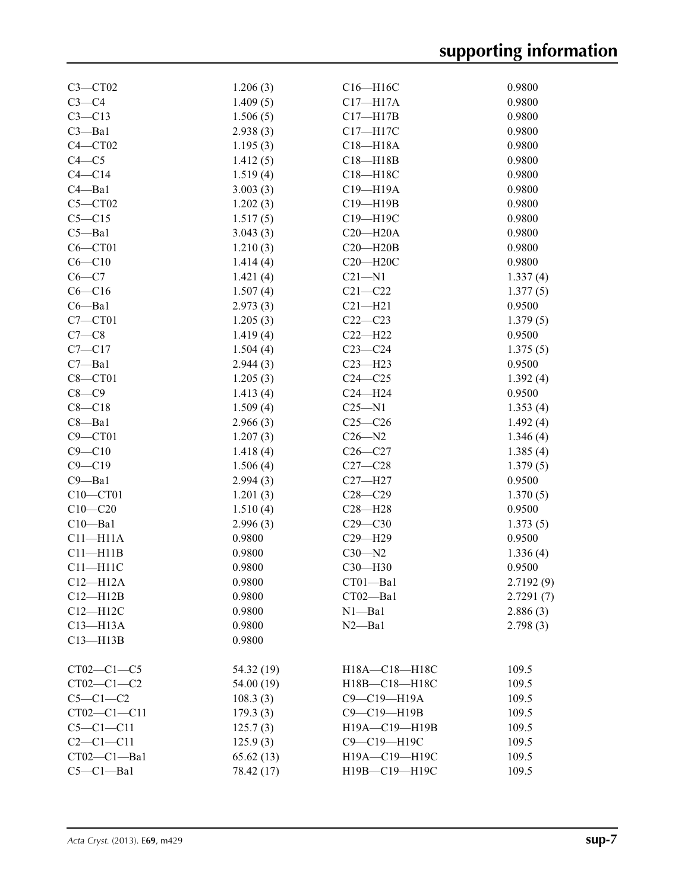| | | | |
|---|---|---|---|
| C3—CT02 | 1.206 (3) | C16—H16C | 0.9800 |
| C3—C4 | 1.409 (5) | C17—H17A | 0.9800 |
| C3—C13 | 1.506 (5) | C17—H17B | 0.9800 |
| C3—Ba1 | 2.938 (3) | C17—H17C | 0.9800 |
| C4—CT02 | 1.195 (3) | C18—H18A | 0.9800 |
| C4—C5 | 1.412 (5) | C18—H18B | 0.9800 |
| C4—C14 | 1.519 (4) | C18—H18C | 0.9800 |
| C4—Ba1 | 3.003 (3) | C19—H19A | 0.9800 |
| C5—CT02 | 1.202 (3) | C19—H19B | 0.9800 |
| C5—C15 | 1.517 (5) | C19—H19C | 0.9800 |
| C5—Ba1 | 3.043 (3) | C20—H20A | 0.9800 |
| C6—CT01 | 1.210 (3) | C20—H20B | 0.9800 |
| C6—C10 | 1.414 (4) | C20—H20C | 0.9800 |
| C6—C7 | 1.421 (4) | C21—N1 | 1.337 (4) |
| C6—C16 | 1.507 (4) | C21—C22 | 1.377 (5) |
| C6—Ba1 | 2.973 (3) | C21—H21 | 0.9500 |
| C7—CT01 | 1.205 (3) | C22—C23 | 1.379 (5) |
| C7—C8 | 1.419 (4) | C22—H22 | 0.9500 |
| C7—C17 | 1.504 (4) | C23—C24 | 1.375 (5) |
| C7—Ba1 | 2.944 (3) | C23—H23 | 0.9500 |
| C8—CT01 | 1.205 (3) | C24—C25 | 1.392 (4) |
| C8—C9 | 1.413 (4) | C24—H24 | 0.9500 |
| C8—C18 | 1.509 (4) | C25—N1 | 1.353 (4) |
| C8—Ba1 | 2.966 (3) | C25—C26 | 1.492 (4) |
| C9—CT01 | 1.207 (3) | C26—N2 | 1.346 (4) |
| C9—C10 | 1.418 (4) | C26—C27 | 1.385 (4) |
| C9—C19 | 1.506 (4) | C27—C28 | 1.379 (5) |
| C9—Ba1 | 2.994 (3) | C27—H27 | 0.9500 |
| C10—CT01 | 1.201 (3) | C28—C29 | 1.370 (5) |
| C10—C20 | 1.510 (4) | C28—H28 | 0.9500 |
| C10—Ba1 | 2.996 (3) | C29—C30 | 1.373 (5) |
| C11—H11A | 0.9800 | C29—H29 | 0.9500 |
| C11—H11B | 0.9800 | C30—N2 | 1.336 (4) |
| C11—H11C | 0.9800 | C30—H30 | 0.9500 |
| C12—H12A | 0.9800 | CT01—Ba1 | 2.7192 (9) |
| C12—H12B | 0.9800 | CT02—Ba1 | 2.7291 (7) |
| C12—H12C | 0.9800 | N1—Ba1 | 2.886 (3) |
| C13—H13A | 0.9800 | N2—Ba1 | 2.798 (3) |
| C13—H13B | 0.9800 | | |

| | | | |
|---|---|---|---|
| CT02—C1—C5 | 54.32 (19) | H18A—C18—H18C | 109.5 |
| CT02—C1—C2 | 54.00 (19) | H18B—C18—H18C | 109.5 |
| C5—C1—C2 | 108.3 (3) | C9—C19—H19A | 109.5 |
| CT02—C1—C11 | 179.3 (3) | C9—C19—H19B | 109.5 |
| C5—C1—C11 | 125.7 (3) | H19A—C19—H19B | 109.5 |
| C2—C1—C11 | 125.9 (3) | C9—C19—H19C | 109.5 |
| CT02—C1—Ba1 | 65.62 (13) | H19A—C19—H19C | 109.5 |
| C5—C1—Ba1 | 78.42 (17) | H19B—C19—H19C | 109.5 |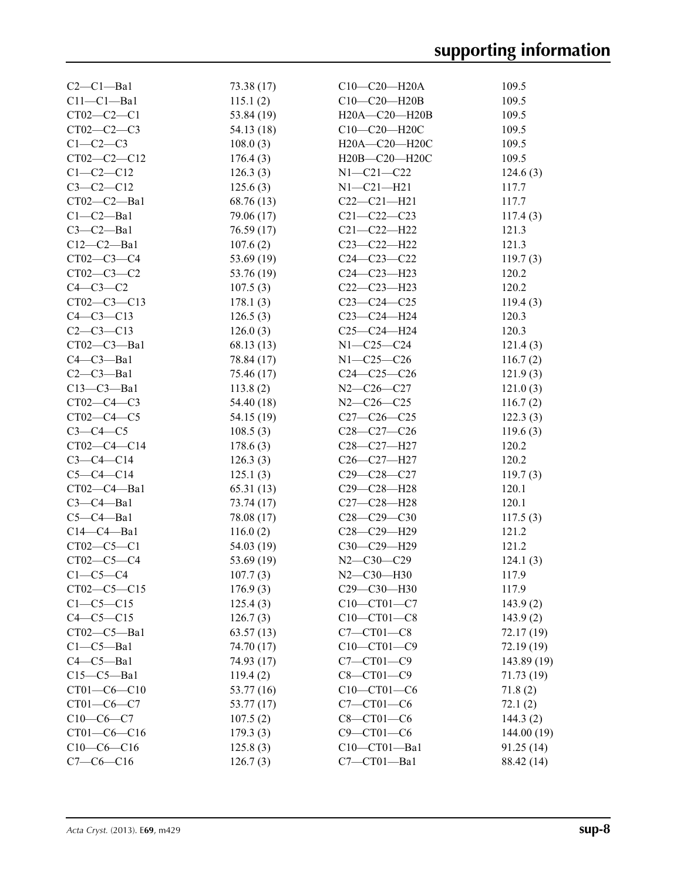| | | | |
|---|---|---|---|
| C2—C1—Ba1 | 73.38 (17) | C10—C20—H20A | 109.5 |
| C11—C1—Ba1 | 115.1 (2) | C10—C20—H20B | 109.5 |
| CT02—C2—C1 | 53.84 (19) | H20A—C20—H20B | 109.5 |
| CT02—C2—C3 | 54.13 (18) | C10—C20—H20C | 109.5 |
| C1—C2—C3 | 108.0 (3) | H20A—C20—H20C | 109.5 |
| CT02—C2—C12 | 176.4 (3) | H20B—C20—H20C | 109.5 |
| C1—C2—C12 | 126.3 (3) | N1—C21—C22 | 124.6 (3) |
| C3—C2—C12 | 125.6 (3) | N1—C21—H21 | 117.7 |
| CT02—C2—Ba1 | 68.76 (13) | C22—C21—H21 | 117.7 |
| C1—C2—Ba1 | 79.06 (17) | C21—C22—C23 | 117.4 (3) |
| C3—C2—Ba1 | 76.59 (17) | C21—C22—H22 | 121.3 |
| C12—C2—Ba1 | 107.6 (2) | C23—C22—H22 | 121.3 |
| CT02—C3—C4 | 53.69 (19) | C24—C23—C22 | 119.7 (3) |
| CT02—C3—C2 | 53.76 (19) | C24—C23—H23 | 120.2 |
| C4—C3—C2 | 107.5 (3) | C22—C23—H23 | 120.2 |
| CT02—C3—C13 | 178.1 (3) | C23—C24—C25 | 119.4 (3) |
| C4—C3—C13 | 126.5 (3) | C23—C24—H24 | 120.3 |
| C2—C3—C13 | 126.0 (3) | C25—C24—H24 | 120.3 |
| CT02—C3—Ba1 | 68.13 (13) | N1—C25—C24 | 121.4 (3) |
| C4—C3—Ba1 | 78.84 (17) | N1—C25—C26 | 116.7 (2) |
| C2—C3—Ba1 | 75.46 (17) | C24—C25—C26 | 121.9 (3) |
| C13—C3—Ba1 | 113.8 (2) | N2—C26—C27 | 121.0 (3) |
| CT02—C4—C3 | 54.40 (18) | N2—C26—C25 | 116.7 (2) |
| CT02—C4—C5 | 54.15 (19) | C27—C26—C25 | 122.3 (3) |
| C3—C4—C5 | 108.5 (3) | C28—C27—C26 | 119.6 (3) |
| CT02—C4—C14 | 178.6 (3) | C28—C27—H27 | 120.2 |
| C3—C4—C14 | 126.3 (3) | C26—C27—H27 | 120.2 |
| C5—C4—C14 | 125.1 (3) | C29—C28—C27 | 119.7 (3) |
| CT02—C4—Ba1 | 65.31 (13) | C29—C28—H28 | 120.1 |
| C3—C4—Ba1 | 73.74 (17) | C27—C28—H28 | 120.1 |
| C5—C4—Ba1 | 78.08 (17) | C28—C29—C30 | 117.5 (3) |
| C14—C4—Ba1 | 116.0 (2) | C28—C29—H29 | 121.2 |
| CT02—C5—C1 | 54.03 (19) | C30—C29—H29 | 121.2 |
| CT02—C5—C4 | 53.69 (19) | N2—C30—C29 | 124.1 (3) |
| C1—C5—C4 | 107.7 (3) | N2—C30—H30 | 117.9 |
| CT02—C5—C15 | 176.9 (3) | C29—C30—H30 | 117.9 |
| C1—C5—C15 | 125.4 (3) | C10—CT01—C7 | 143.9 (2) |
| C4—C5—C15 | 126.7 (3) | C10—CT01—C8 | 143.9 (2) |
| CT02—C5—Ba1 | 63.57 (13) | C7—CT01—C8 | 72.17 (19) |
| C1—C5—Ba1 | 74.70 (17) | C10—CT01—C9 | 72.19 (19) |
| C4—C5—Ba1 | 74.93 (17) | C7—CT01—C9 | 143.89 (19) |
| C15—C5—Ba1 | 119.4 (2) | C8—CT01—C9 | 71.73 (19) |
| CT01—C6—C10 | 53.77 (16) | C10—CT01—C6 | 71.8 (2) |
| CT01—C6—C7 | 53.77 (17) | C7—CT01—C6 | 72.1 (2) |
| C10—C6—C7 | 107.5 (2) | C8—CT01—C6 | 144.3 (2) |
| CT01—C6—C16 | 179.3 (3) | C9—CT01—C6 | 144.00 (19) |
| C10—C6—C16 | 125.8 (3) | C10—CT01—Ba1 | 91.25 (14) |
| C7—C6—C16 | 126.7 (3) | C7—CT01—Ba1 | 88.42 (14) |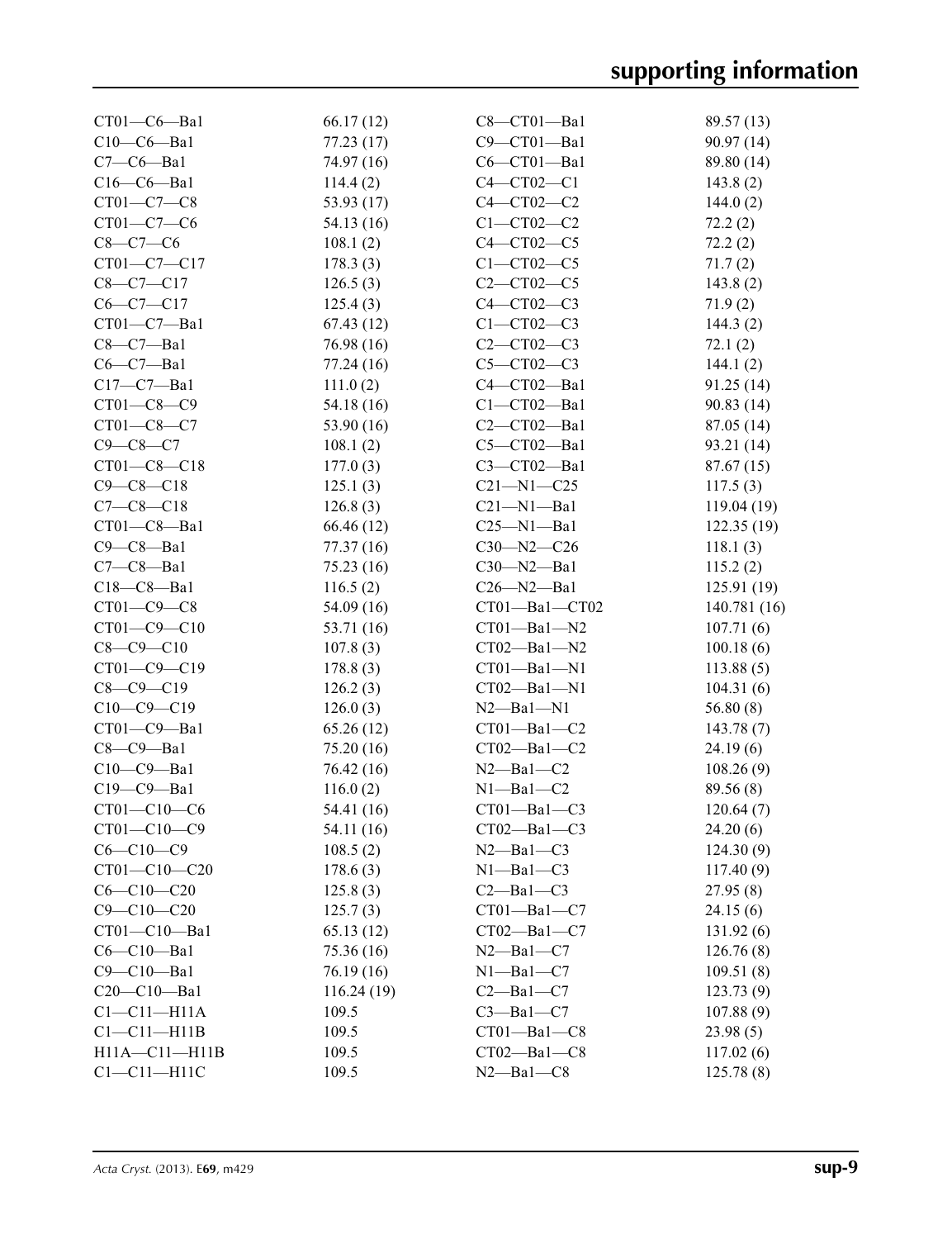| | | | |
|---|---|---|---|
| CT01—C6—Ba1 | 66.17 (12) | C8—CT01—Ba1 | 89.57 (13) |
| C10—C6—Ba1 | 77.23 (17) | C9—CT01—Ba1 | 90.97 (14) |
| C7—C6—Ba1 | 74.97 (16) | C6—CT01—Ba1 | 89.80 (14) |
| C16—C6—Ba1 | 114.4 (2) | C4—CT02—C1 | 143.8 (2) |
| CT01—C7—C8 | 53.93 (17) | C4—CT02—C2 | 144.0 (2) |
| CT01—C7—C6 | 54.13 (16) | C1—CT02—C2 | 72.2 (2) |
| C8—C7—C6 | 108.1 (2) | C4—CT02—C5 | 72.2 (2) |
| CT01—C7—C17 | 178.3 (3) | C1—CT02—C5 | 71.7 (2) |
| C8—C7—C17 | 126.5 (3) | C2—CT02—C5 | 143.8 (2) |
| C6—C7—C17 | 125.4 (3) | C4—CT02—C3 | 71.9 (2) |
| CT01—C7—Ba1 | 67.43 (12) | C1—CT02—C3 | 144.3 (2) |
| C8—C7—Ba1 | 76.98 (16) | C2—CT02—C3 | 72.1 (2) |
| C6—C7—Ba1 | 77.24 (16) | C5—CT02—C3 | 144.1 (2) |
| C17—C7—Ba1 | 111.0 (2) | C4—CT02—Ba1 | 91.25 (14) |
| CT01—C8—C9 | 54.18 (16) | C1—CT02—Ba1 | 90.83 (14) |
| CT01—C8—C7 | 53.90 (16) | C2—CT02—Ba1 | 87.05 (14) |
| C9—C8—C7 | 108.1 (2) | C5—CT02—Ba1 | 93.21 (14) |
| CT01—C8—C18 | 177.0 (3) | C3—CT02—Ba1 | 87.67 (15) |
| C9—C8—C18 | 125.1 (3) | C21—N1—C25 | 117.5 (3) |
| C7—C8—C18 | 126.8 (3) | C21—N1—Ba1 | 119.04 (19) |
| CT01—C8—Ba1 | 66.46 (12) | C25—N1—Ba1 | 122.35 (19) |
| C9—C8—Ba1 | 77.37 (16) | C30—N2—C26 | 118.1 (3) |
| C7—C8—Ba1 | 75.23 (16) | C30—N2—Ba1 | 115.2 (2) |
| C18—C8—Ba1 | 116.5 (2) | C26—N2—Ba1 | 125.91 (19) |
| CT01—C9—C8 | 54.09 (16) | CT01—Ba1—CT02 | 140.781 (16) |
| CT01—C9—C10 | 53.71 (16) | CT01—Ba1—N2 | 107.71 (6) |
| C8—C9—C10 | 107.8 (3) | CT02—Ba1—N2 | 100.18 (6) |
| CT01—C9—C19 | 178.8 (3) | CT01—Ba1—N1 | 113.88 (5) |
| C8—C9—C19 | 126.2 (3) | CT02—Ba1—N1 | 104.31 (6) |
| C10—C9—C19 | 126.0 (3) | N2—Ba1—N1 | 56.80 (8) |
| CT01—C9—Ba1 | 65.26 (12) | CT01—Ba1—C2 | 143.78 (7) |
| C8—C9—Ba1 | 75.20 (16) | CT02—Ba1—C2 | 24.19 (6) |
| C10—C9—Ba1 | 76.42 (16) | N2—Ba1—C2 | 108.26 (9) |
| C19—C9—Ba1 | 116.0 (2) | N1—Ba1—C2 | 89.56 (8) |
| CT01—C10—C6 | 54.41 (16) | CT01—Ba1—C3 | 120.64 (7) |
| CT01—C10—C9 | 54.11 (16) | CT02—Ba1—C3 | 24.20 (6) |
| C6—C10—C9 | 108.5 (2) | N2—Ba1—C3 | 124.30 (9) |
| CT01—C10—C20 | 178.6 (3) | N1—Ba1—C3 | 117.40 (9) |
| C6—C10—C20 | 125.8 (3) | C2—Ba1—C3 | 27.95 (8) |
| C9—C10—C20 | 125.7 (3) | CT01—Ba1—C7 | 24.15 (6) |
| CT01—C10—Ba1 | 65.13 (12) | CT02—Ba1—C7 | 131.92 (6) |
| C6—C10—Ba1 | 75.36 (16) | N2—Ba1—C7 | 126.76 (8) |
| C9—C10—Ba1 | 76.19 (16) | N1—Ba1—C7 | 109.51 (8) |
| C20—C10—Ba1 | 116.24 (19) | C2—Ba1—C7 | 123.73 (9) |
| C1—C11—H11A | 109.5 | C3—Ba1—C7 | 107.88 (9) |
| C1—C11—H11B | 109.5 | CT01—Ba1—C8 | 23.98 (5) |
| H11A—C11—H11B | 109.5 | CT02—Ba1—C8 | 117.02 (6) |
| C1—C11—H11C | 109.5 | N2—Ba1—C8 | 125.78 (8) |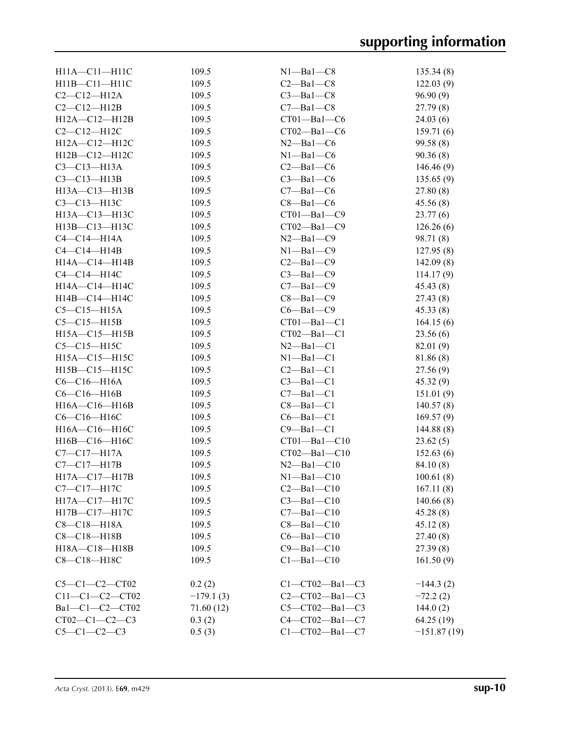| | | | |
|---|---|---|---|
| H11A—C11—H11C | 109.5 | N1—Ba1—C8 | 135.34 (8) |
| H11B—C11—H11C | 109.5 | C2—Ba1—C8 | 122.03 (9) |
| C2—C12—H12A | 109.5 | C3—Ba1—C8 | 96.90 (9) |
| C2—C12—H12B | 109.5 | C7—Ba1—C8 | 27.79 (8) |
| H12A—C12—H12B | 109.5 | CT01—Ba1—C6 | 24.03 (6) |
| C2—C12—H12C | 109.5 | CT02—Ba1—C6 | 159.71 (6) |
| H12A—C12—H12C | 109.5 | N2—Ba1—C6 | 99.58 (8) |
| H12B—C12—H12C | 109.5 | N1—Ba1—C6 | 90.36 (8) |
| C3—C13—H13A | 109.5 | C2—Ba1—C6 | 146.46 (9) |
| C3—C13—H13B | 109.5 | C3—Ba1—C6 | 135.65 (9) |
| H13A—C13—H13B | 109.5 | C7—Ba1—C6 | 27.80 (8) |
| C3—C13—H13C | 109.5 | C8—Ba1—C6 | 45.56 (8) |
| H13A—C13—H13C | 109.5 | CT01—Ba1—C9 | 23.77 (6) |
| H13B—C13—H13C | 109.5 | CT02—Ba1—C9 | 126.26 (6) |
| C4—C14—H14A | 109.5 | N2—Ba1—C9 | 98.71 (8) |
| C4—C14—H14B | 109.5 | N1—Ba1—C9 | 127.95 (8) |
| H14A—C14—H14B | 109.5 | C2—Ba1—C9 | 142.09 (8) |
| C4—C14—H14C | 109.5 | C3—Ba1—C9 | 114.17 (9) |
| H14A—C14—H14C | 109.5 | C7—Ba1—C9 | 45.43 (8) |
| H14B—C14—H14C | 109.5 | C8—Ba1—C9 | 27.43 (8) |
| C5—C15—H15A | 109.5 | C6—Ba1—C9 | 45.33 (8) |
| C5—C15—H15B | 109.5 | CT01—Ba1—C1 | 164.15 (6) |
| H15A—C15—H15B | 109.5 | CT02—Ba1—C1 | 23.56 (6) |
| C5—C15—H15C | 109.5 | N2—Ba1—C1 | 82.01 (9) |
| H15A—C15—H15C | 109.5 | N1—Ba1—C1 | 81.86 (8) |
| H15B—C15—H15C | 109.5 | C2—Ba1—C1 | 27.56 (9) |
| C6—C16—H16A | 109.5 | C3—Ba1—C1 | 45.32 (9) |
| C6—C16—H16B | 109.5 | C7—Ba1—C1 | 151.01 (9) |
| H16A—C16—H16B | 109.5 | C8—Ba1—C1 | 140.57 (8) |
| C6—C16—H16C | 109.5 | C6—Ba1—C1 | 169.57 (9) |
| H16A—C16—H16C | 109.5 | C9—Ba1—C1 | 144.88 (8) |
| H16B—C16—H16C | 109.5 | CT01—Ba1—C10 | 23.62 (5) |
| C7—C17—H17A | 109.5 | CT02—Ba1—C10 | 152.63 (6) |
| C7—C17—H17B | 109.5 | N2—Ba1—C10 | 84.10 (8) |
| H17A—C17—H17B | 109.5 | N1—Ba1—C10 | 100.61 (8) |
| C7—C17—H17C | 109.5 | C2—Ba1—C10 | 167.11 (8) |
| H17A—C17—H17C | 109.5 | C3—Ba1—C10 | 140.66 (8) |
| H17B—C17—H17C | 109.5 | C7—Ba1—C10 | 45.28 (8) |
| C8—C18—H18A | 109.5 | C8—Ba1—C10 | 45.12 (8) |
| C8—C18—H18B | 109.5 | C6—Ba1—C10 | 27.40 (8) |
| H18A—C18—H18B | 109.5 | C9—Ba1—C10 | 27.39 (8) |
| C8—C18—H18C | 109.5 | C1—Ba1—C10 | 161.50 (9) |

| | | | |
|---|---|---|---|
| C5—C1—C2—CT02 | 0.2 (2) | C1—CT02—Ba1—C3 | −144.3 (2) |
| C11—C1—C2—CT02 | −179.1 (3) | C2—CT02—Ba1—C3 | −72.2 (2) |
| Ba1—C1—C2—CT02 | 71.60 (12) | C5—CT02—Ba1—C3 | 144.0 (2) |
| CT02—C1—C2—C3 | 0.3 (2) | C4—CT02—Ba1—C7 | 64.25 (19) |
| C5—C1—C2—C3 | 0.5 (3) | C1—CT02—Ba1—C7 | −151.87 (19) |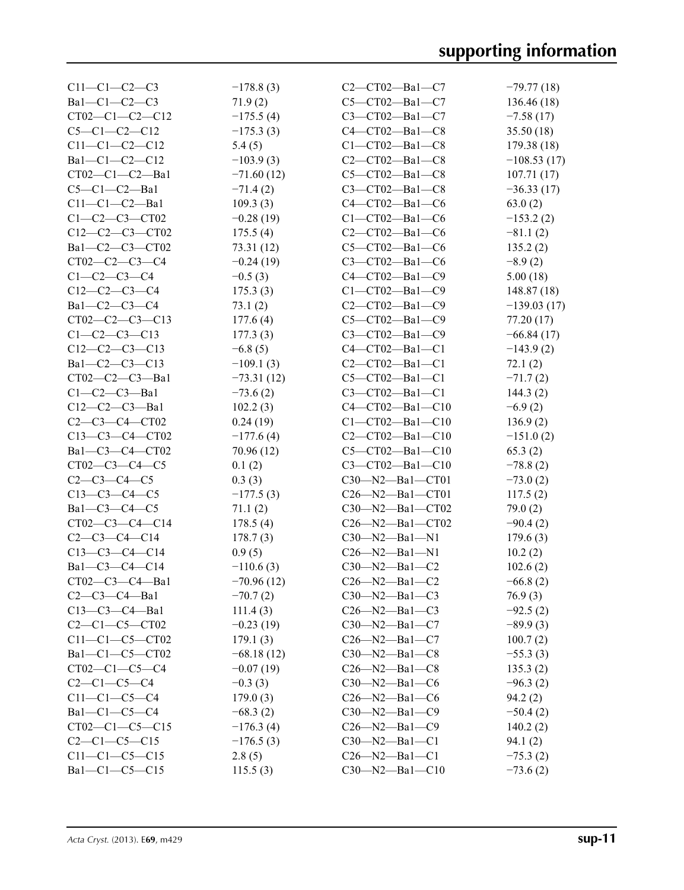| | | | |
|---|---|---|---|
| C11—C1—C2—C3 | −178.8 (3) | C2—CT02—Ba1—C7 | −79.77 (18) |
| Ba1—C1—C2—C3 | 71.9 (2) | C5—CT02—Ba1—C7 | 136.46 (18) |
| CT02—C1—C2—C12 | −175.5 (4) | C3—CT02—Ba1—C7 | −7.58 (17) |
| C5—C1—C2—C12 | −175.3 (3) | C4—CT02—Ba1—C8 | 35.50 (18) |
| C11—C1—C2—C12 | 5.4 (5) | C1—CT02—Ba1—C8 | 179.38 (18) |
| Ba1—C1—C2—C12 | −103.9 (3) | C2—CT02—Ba1—C8 | −108.53 (17) |
| CT02—C1—C2—Ba1 | −71.60 (12) | C5—CT02—Ba1—C8 | 107.71 (17) |
| C5—C1—C2—Ba1 | −71.4 (2) | C3—CT02—Ba1—C8 | −36.33 (17) |
| C11—C1—C2—Ba1 | 109.3 (3) | C4—CT02—Ba1—C6 | 63.0 (2) |
| C1—C2—C3—CT02 | −0.28 (19) | C1—CT02—Ba1—C6 | −153.2 (2) |
| C12—C2—C3—CT02 | 175.5 (4) | C2—CT02—Ba1—C6 | −81.1 (2) |
| Ba1—C2—C3—CT02 | 73.31 (12) | C5—CT02—Ba1—C6 | 135.2 (2) |
| CT02—C2—C3—C4 | −0.24 (19) | C3—CT02—Ba1—C6 | −8.9 (2) |
| C1—C2—C3—C4 | −0.5 (3) | C4—CT02—Ba1—C9 | 5.00 (18) |
| C12—C2—C3—C4 | 175.3 (3) | C1—CT02—Ba1—C9 | 148.87 (18) |
| Ba1—C2—C3—C4 | 73.1 (2) | C2—CT02—Ba1—C9 | −139.03 (17) |
| CT02—C2—C3—C13 | 177.6 (4) | C5—CT02—Ba1—C9 | 77.20 (17) |
| C1—C2—C3—C13 | 177.3 (3) | C3—CT02—Ba1—C9 | −66.84 (17) |
| C12—C2—C3—C13 | −6.8 (5) | C4—CT02—Ba1—C1 | −143.9 (2) |
| Ba1—C2—C3—C13 | −109.1 (3) | C2—CT02—Ba1—C1 | 72.1 (2) |
| CT02—C2—C3—Ba1 | −73.31 (12) | C5—CT02—Ba1—C1 | −71.7 (2) |
| C1—C2—C3—Ba1 | −73.6 (2) | C3—CT02—Ba1—C1 | 144.3 (2) |
| C12—C2—C3—Ba1 | 102.2 (3) | C4—CT02—Ba1—C10 | −6.9 (2) |
| C2—C3—C4—CT02 | 0.24 (19) | C1—CT02—Ba1—C10 | 136.9 (2) |
| C13—C3—C4—CT02 | −177.6 (4) | C2—CT02—Ba1—C10 | −151.0 (2) |
| Ba1—C3—C4—CT02 | 70.96 (12) | C5—CT02—Ba1—C10 | 65.3 (2) |
| CT02—C3—C4—C5 | 0.1 (2) | C3—CT02—Ba1—C10 | −78.8 (2) |
| C2—C3—C4—C5 | 0.3 (3) | C30—N2—Ba1—CT01 | −73.0 (2) |
| C13—C3—C4—C5 | −177.5 (3) | C26—N2—Ba1—CT01 | 117.5 (2) |
| Ba1—C3—C4—C5 | 71.1 (2) | C30—N2—Ba1—CT02 | 79.0 (2) |
| CT02—C3—C4—C14 | 178.5 (4) | C26—N2—Ba1—CT02 | −90.4 (2) |
| C2—C3—C4—C14 | 178.7 (3) | C30—N2—Ba1—N1 | 179.6 (3) |
| C13—C3—C4—C14 | 0.9 (5) | C26—N2—Ba1—N1 | 10.2 (2) |
| Ba1—C3—C4—C14 | −110.6 (3) | C30—N2—Ba1—C2 | 102.6 (2) |
| CT02—C3—C4—Ba1 | −70.96 (12) | C26—N2—Ba1—C2 | −66.8 (2) |
| C2—C3—C4—Ba1 | −70.7 (2) | C30—N2—Ba1—C3 | 76.9 (3) |
| C13—C3—C4—Ba1 | 111.4 (3) | C26—N2—Ba1—C3 | −92.5 (2) |
| C2—C1—C5—CT02 | −0.23 (19) | C30—N2—Ba1—C7 | −89.9 (3) |
| C11—C1—C5—CT02 | 179.1 (3) | C26—N2—Ba1—C7 | 100.7 (2) |
| Ba1—C1—C5—CT02 | −68.18 (12) | C30—N2—Ba1—C8 | −55.3 (3) |
| CT02—C1—C5—C4 | −0.07 (19) | C26—N2—Ba1—C8 | 135.3 (2) |
| C2—C1—C5—C4 | −0.3 (3) | C30—N2—Ba1—C6 | −96.3 (2) |
| C11—C1—C5—C4 | 179.0 (3) | C26—N2—Ba1—C6 | 94.2 (2) |
| Ba1—C1—C5—C4 | −68.3 (2) | C30—N2—Ba1—C9 | −50.4 (2) |
| CT02—C1—C5—C15 | −176.3 (4) | C26—N2—Ba1—C9 | 140.2 (2) |
| C2—C1—C5—C15 | −176.5 (3) | C30—N2—Ba1—C1 | 94.1 (2) |
| C11—C1—C5—C15 | 2.8 (5) | C26—N2—Ba1—C1 | −75.3 (2) |
| Ba1—C1—C5—C15 | 115.5 (3) | C30—N2—Ba1—C10 | −73.6 (2) |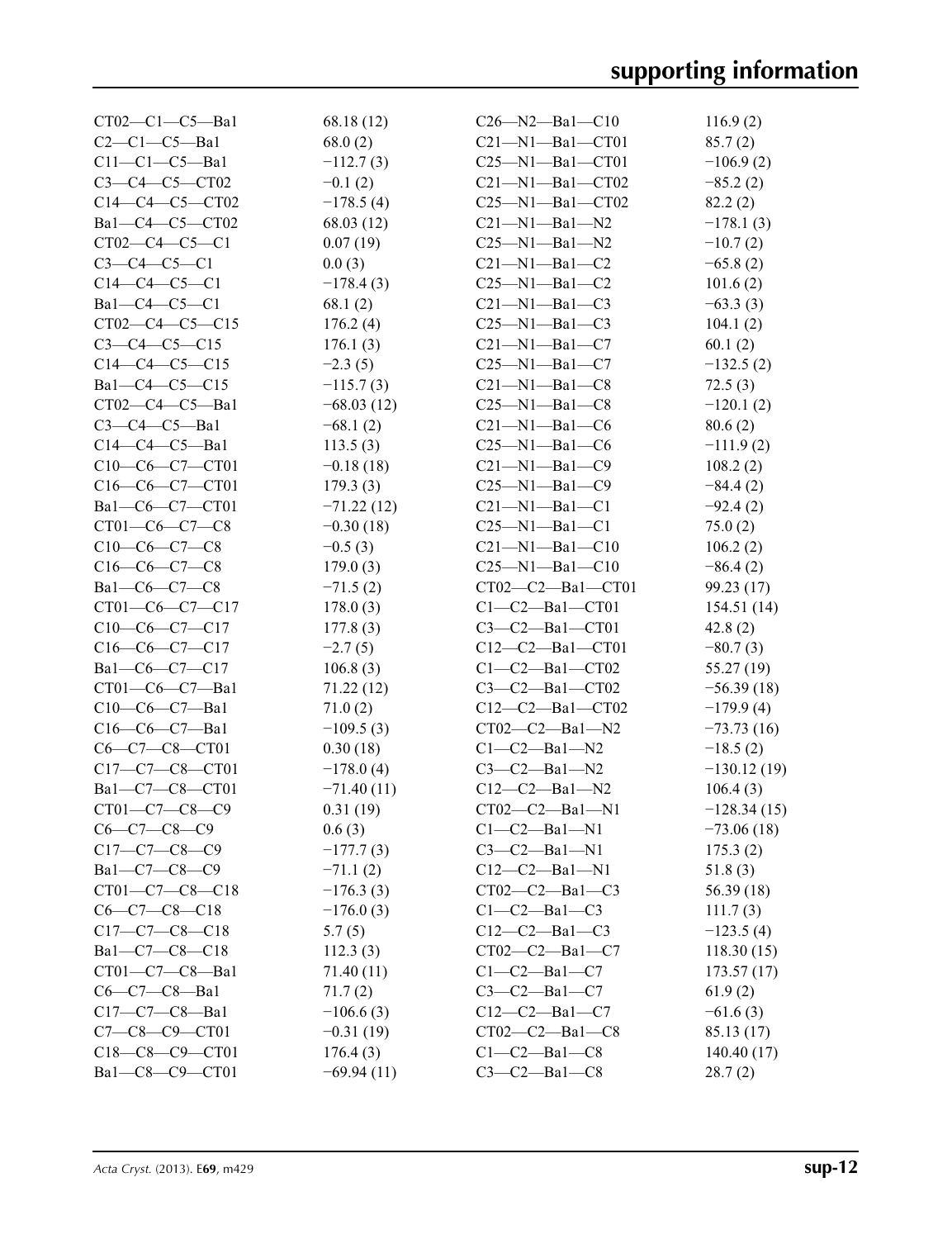| | | | |
|---|---|---|---|
| CT02—C1—C5—Ba1 | 68.18 (12) | C26—N2—Ba1—C10 | 116.9 (2) |
| C2—C1—C5—Ba1 | 68.0 (2) | C21—N1—Ba1—CT01 | 85.7 (2) |
| C11—C1—C5—Ba1 | −112.7 (3) | C25—N1—Ba1—CT01 | −106.9 (2) |
| C3—C4—C5—CT02 | −0.1 (2) | C21—N1—Ba1—CT02 | −85.2 (2) |
| C14—C4—C5—CT02 | −178.5 (4) | C25—N1—Ba1—CT02 | 82.2 (2) |
| Ba1—C4—C5—CT02 | 68.03 (12) | C21—N1—Ba1—N2 | −178.1 (3) |
| CT02—C4—C5—C1 | 0.07 (19) | C25—N1—Ba1—N2 | −10.7 (2) |
| C3—C4—C5—C1 | 0.0 (3) | C21—N1—Ba1—C2 | −65.8 (2) |
| C14—C4—C5—C1 | −178.4 (3) | C25—N1—Ba1—C2 | 101.6 (2) |
| Ba1—C4—C5—C1 | 68.1 (2) | C21—N1—Ba1—C3 | −63.3 (3) |
| CT02—C4—C5—C15 | 176.2 (4) | C25—N1—Ba1—C3 | 104.1 (2) |
| C3—C4—C5—C15 | 176.1 (3) | C21—N1—Ba1—C7 | 60.1 (2) |
| C14—C4—C5—C15 | −2.3 (5) | C25—N1—Ba1—C7 | −132.5 (2) |
| Ba1—C4—C5—C15 | −115.7 (3) | C21—N1—Ba1—C8 | 72.5 (3) |
| CT02—C4—C5—Ba1 | −68.03 (12) | C25—N1—Ba1—C8 | −120.1 (2) |
| C3—C4—C5—Ba1 | −68.1 (2) | C21—N1—Ba1—C6 | 80.6 (2) |
| C14—C4—C5—Ba1 | 113.5 (3) | C25—N1—Ba1—C6 | −111.9 (2) |
| C10—C6—C7—CT01 | −0.18 (18) | C21—N1—Ba1—C9 | 108.2 (2) |
| C16—C6—C7—CT01 | 179.3 (3) | C25—N1—Ba1—C9 | −84.4 (2) |
| Ba1—C6—C7—CT01 | −71.22 (12) | C21—N1—Ba1—C1 | −92.4 (2) |
| CT01—C6—C7—C8 | −0.30 (18) | C25—N1—Ba1—C1 | 75.0 (2) |
| C10—C6—C7—C8 | −0.5 (3) | C21—N1—Ba1—C10 | 106.2 (2) |
| C16—C6—C7—C8 | 179.0 (3) | C25—N1—Ba1—C10 | −86.4 (2) |
| Ba1—C6—C7—C8 | −71.5 (2) | CT02—C2—Ba1—CT01 | 99.23 (17) |
| CT01—C6—C7—C17 | 178.0 (3) | C1—C2—Ba1—CT01 | 154.51 (14) |
| C10—C6—C7—C17 | 177.8 (3) | C3—C2—Ba1—CT01 | 42.8 (2) |
| C16—C6—C7—C17 | −2.7 (5) | C12—C2—Ba1—CT01 | −80.7 (3) |
| Ba1—C6—C7—C17 | 106.8 (3) | C1—C2—Ba1—CT02 | 55.27 (19) |
| CT01—C6—C7—Ba1 | 71.22 (12) | C3—C2—Ba1—CT02 | −56.39 (18) |
| C10—C6—C7—Ba1 | 71.0 (2) | C12—C2—Ba1—CT02 | −179.9 (4) |
| C16—C6—C7—Ba1 | −109.5 (3) | CT02—C2—Ba1—N2 | −73.73 (16) |
| C6—C7—C8—CT01 | 0.30 (18) | C1—C2—Ba1—N2 | −18.5 (2) |
| C17—C7—C8—CT01 | −178.0 (4) | C3—C2—Ba1—N2 | −130.12 (19) |
| Ba1—C7—C8—CT01 | −71.40 (11) | C12—C2—Ba1—N2 | 106.4 (3) |
| CT01—C7—C8—C9 | 0.31 (19) | CT02—C2—Ba1—N1 | −128.34 (15) |
| C6—C7—C8—C9 | 0.6 (3) | C1—C2—Ba1—N1 | −73.06 (18) |
| C17—C7—C8—C9 | −177.7 (3) | C3—C2—Ba1—N1 | 175.3 (2) |
| Ba1—C7—C8—C9 | −71.1 (2) | C12—C2—Ba1—N1 | 51.8 (3) |
| CT01—C7—C8—C18 | −176.3 (3) | CT02—C2—Ba1—C3 | 56.39 (18) |
| C6—C7—C8—C18 | −176.0 (3) | C1—C2—Ba1—C3 | 111.7 (3) |
| C17—C7—C8—C18 | 5.7 (5) | C12—C2—Ba1—C3 | −123.5 (4) |
| Ba1—C7—C8—C18 | 112.3 (3) | CT02—C2—Ba1—C7 | 118.30 (15) |
| CT01—C7—C8—Ba1 | 71.40 (11) | C1—C2—Ba1—C7 | 173.57 (17) |
| C6—C7—C8—Ba1 | 71.7 (2) | C3—C2—Ba1—C7 | 61.9 (2) |
| C17—C7—C8—Ba1 | −106.6 (3) | C12—C2—Ba1—C7 | −61.6 (3) |
| C7—C8—C9—CT01 | −0.31 (19) | CT02—C2—Ba1—C8 | 85.13 (17) |
| C18—C8—C9—CT01 | 176.4 (3) | C1—C2—Ba1—C8 | 140.40 (17) |
| Ba1—C8—C9—CT01 | −69.94 (11) | C3—C2—Ba1—C8 | 28.7 (2) |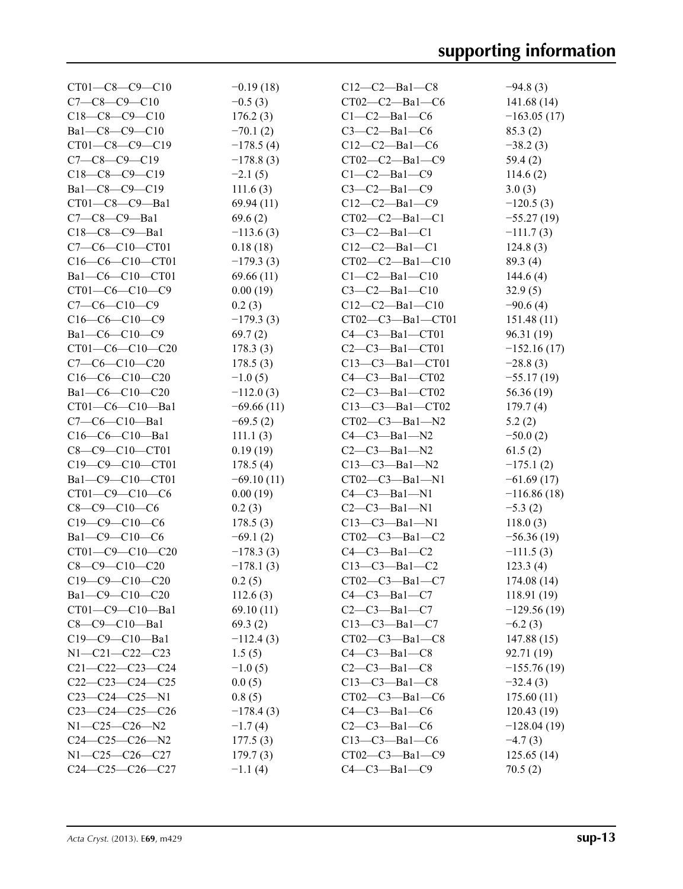| | | | |
|---|---|---|---|
| CT01—C8—C9—C10 | −0.19 (18) | C12—C2—Ba1—C8 | −94.8 (3) |
| C7—C8—C9—C10 | −0.5 (3) | CT02—C2—Ba1—C6 | 141.68 (14) |
| C18—C8—C9—C10 | 176.2 (3) | C1—C2—Ba1—C6 | −163.05 (17) |
| Ba1—C8—C9—C10 | −70.1 (2) | C3—C2—Ba1—C6 | 85.3 (2) |
| CT01—C8—C9—C19 | −178.5 (4) | C12—C2—Ba1—C6 | −38.2 (3) |
| C7—C8—C9—C19 | −178.8 (3) | CT02—C2—Ba1—C9 | 59.4 (2) |
| C18—C8—C9—C19 | −2.1 (5) | C1—C2—Ba1—C9 | 114.6 (2) |
| Ba1—C8—C9—C19 | 111.6 (3) | C3—C2—Ba1—C9 | 3.0 (3) |
| CT01—C8—C9—Ba1 | 69.94 (11) | C12—C2—Ba1—C9 | −120.5 (3) |
| C7—C8—C9—Ba1 | 69.6 (2) | CT02—C2—Ba1—C1 | −55.27 (19) |
| C18—C8—C9—Ba1 | −113.6 (3) | C3—C2—Ba1—C1 | −111.7 (3) |
| C7—C6—C10—CT01 | 0.18 (18) | C12—C2—Ba1—C1 | 124.8 (3) |
| C16—C6—C10—CT01 | −179.3 (3) | CT02—C2—Ba1—C10 | 89.3 (4) |
| Ba1—C6—C10—CT01 | 69.66 (11) | C1—C2—Ba1—C10 | 144.6 (4) |
| CT01—C6—C10—C9 | 0.00 (19) | C3—C2—Ba1—C10 | 32.9 (5) |
| C7—C6—C10—C9 | 0.2 (3) | C12—C2—Ba1—C10 | −90.6 (4) |
| C16—C6—C10—C9 | −179.3 (3) | CT02—C3—Ba1—CT01 | 151.48 (11) |
| Ba1—C6—C10—C9 | 69.7 (2) | C4—C3—Ba1—CT01 | 96.31 (19) |
| CT01—C6—C10—C20 | 178.3 (3) | C2—C3—Ba1—CT01 | −152.16 (17) |
| C7—C6—C10—C20 | 178.5 (3) | C13—C3—Ba1—CT01 | −28.8 (3) |
| C16—C6—C10—C20 | −1.0 (5) | C4—C3—Ba1—CT02 | −55.17 (19) |
| Ba1—C6—C10—C20 | −112.0 (3) | C2—C3—Ba1—CT02 | 56.36 (19) |
| CT01—C6—C10—Ba1 | −69.66 (11) | C13—C3—Ba1—CT02 | 179.7 (4) |
| C7—C6—C10—Ba1 | −69.5 (2) | CT02—C3—Ba1—N2 | 5.2 (2) |
| C16—C6—C10—Ba1 | 111.1 (3) | C4—C3—Ba1—N2 | −50.0 (2) |
| C8—C9—C10—CT01 | 0.19 (19) | C2—C3—Ba1—N2 | 61.5 (2) |
| C19—C9—C10—CT01 | 178.5 (4) | C13—C3—Ba1—N2 | −175.1 (2) |
| Ba1—C9—C10—CT01 | −69.10 (11) | CT02—C3—Ba1—N1 | −61.69 (17) |
| CT01—C9—C10—C6 | 0.00 (19) | C4—C3—Ba1—N1 | −116.86 (18) |
| C8—C9—C10—C6 | 0.2 (3) | C2—C3—Ba1—N1 | −5.3 (2) |
| C19—C9—C10—C6 | 178.5 (3) | C13—C3—Ba1—N1 | 118.0 (3) |
| Ba1—C9—C10—C6 | −69.1 (2) | CT02—C3—Ba1—C2 | −56.36 (19) |
| CT01—C9—C10—C20 | −178.3 (3) | C4—C3—Ba1—C2 | −111.5 (3) |
| C8—C9—C10—C20 | −178.1 (3) | C13—C3—Ba1—C2 | 123.3 (4) |
| C19—C9—C10—C20 | 0.2 (5) | CT02—C3—Ba1—C7 | 174.08 (14) |
| Ba1—C9—C10—C20 | 112.6 (3) | C4—C3—Ba1—C7 | 118.91 (19) |
| CT01—C9—C10—Ba1 | 69.10 (11) | C2—C3—Ba1—C7 | −129.56 (19) |
| C8—C9—C10—Ba1 | 69.3 (2) | C13—C3—Ba1—C7 | −6.2 (3) |
| C19—C9—C10—Ba1 | −112.4 (3) | CT02—C3—Ba1—C8 | 147.88 (15) |
| N1—C21—C22—C23 | 1.5 (5) | C4—C3—Ba1—C8 | 92.71 (19) |
| C21—C22—C23—C24 | −1.0 (5) | C2—C3—Ba1—C8 | −155.76 (19) |
| C22—C23—C24—C25 | 0.0 (5) | C13—C3—Ba1—C8 | −32.4 (3) |
| C23—C24—C25—N1 | 0.8 (5) | CT02—C3—Ba1—C6 | 175.60 (11) |
| C23—C24—C25—C26 | −178.4 (3) | C4—C3—Ba1—C6 | 120.43 (19) |
| N1—C25—C26—N2 | −1.7 (4) | C2—C3—Ba1—C6 | −128.04 (19) |
| C24—C25—C26—N2 | 177.5 (3) | C13—C3—Ba1—C6 | −4.7 (3) |
| N1—C25—C26—C27 | 179.7 (3) | CT02—C3—Ba1—C9 | 125.65 (14) |
| C24—C25—C26—C27 | −1.1 (4) | C4—C3—Ba1—C9 | 70.5 (2) |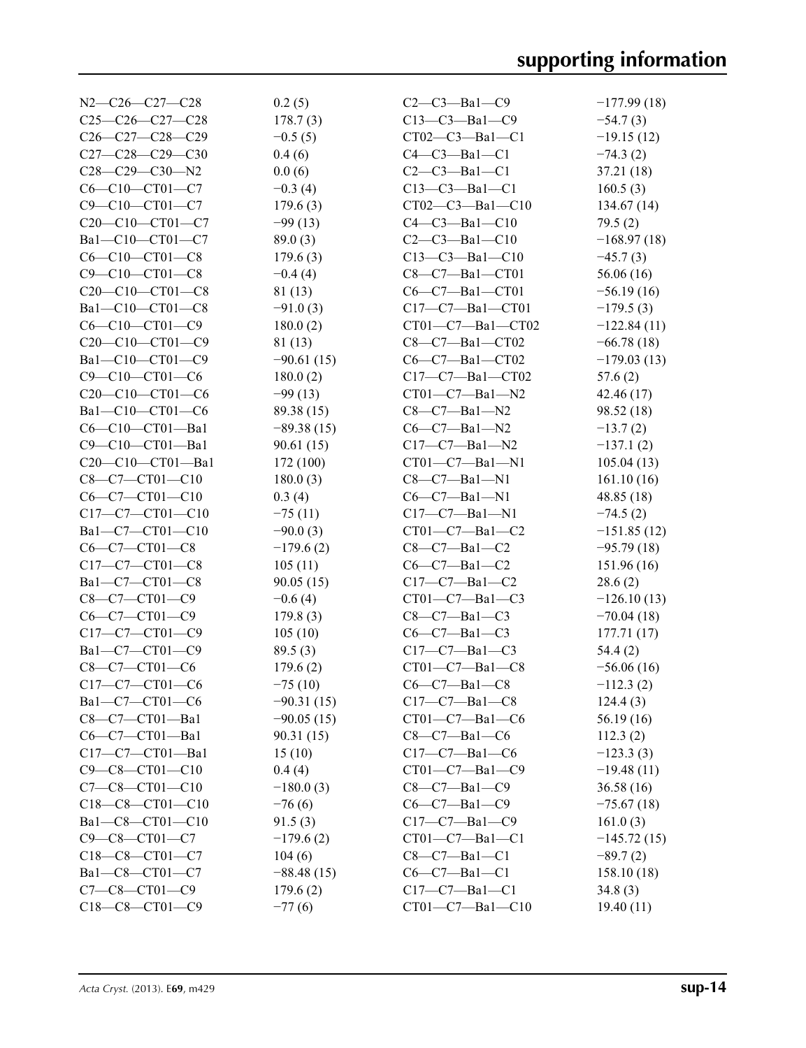| | | | |
|---|---|---|---|
| N2—C26—C27—C28 | 0.2 (5) | C2—C3—Ba1—C9 | −177.99 (18) |
| C25—C26—C27—C28 | 178.7 (3) | C13—C3—Ba1—C9 | −54.7 (3) |
| C26—C27—C28—C29 | −0.5 (5) | CT02—C3—Ba1—C1 | −19.15 (12) |
| C27—C28—C29—C30 | 0.4 (6) | C4—C3—Ba1—C1 | −74.3 (2) |
| C28—C29—C30—N2 | 0.0 (6) | C2—C3—Ba1—C1 | 37.21 (18) |
| C6—C10—CT01—C7 | −0.3 (4) | C13—C3—Ba1—C1 | 160.5 (3) |
| C9—C10—CT01—C7 | 179.6 (3) | CT02—C3—Ba1—C10 | 134.67 (14) |
| C20—C10—CT01—C7 | −99 (13) | C4—C3—Ba1—C10 | 79.5 (2) |
| Ba1—C10—CT01—C7 | 89.0 (3) | C2—C3—Ba1—C10 | −168.97 (18) |
| C6—C10—CT01—C8 | 179.6 (3) | C13—C3—Ba1—C10 | −45.7 (3) |
| C9—C10—CT01—C8 | −0.4 (4) | C8—C7—Ba1—CT01 | 56.06 (16) |
| C20—C10—CT01—C8 | 81 (13) | C6—C7—Ba1—CT01 | −56.19 (16) |
| Ba1—C10—CT01—C8 | −91.0 (3) | C17—C7—Ba1—CT01 | −179.5 (3) |
| C6—C10—CT01—C9 | 180.0 (2) | CT01—C7—Ba1—CT02 | −122.84 (11) |
| C20—C10—CT01—C9 | 81 (13) | C8—C7—Ba1—CT02 | −66.78 (18) |
| Ba1—C10—CT01—C9 | −90.61 (15) | C6—C7—Ba1—CT02 | −179.03 (13) |
| C9—C10—CT01—C6 | 180.0 (2) | C17—C7—Ba1—CT02 | 57.6 (2) |
| C20—C10—CT01—C6 | −99 (13) | CT01—C7—Ba1—N2 | 42.46 (17) |
| Ba1—C10—CT01—C6 | 89.38 (15) | C8—C7—Ba1—N2 | 98.52 (18) |
| C6—C10—CT01—Ba1 | −89.38 (15) | C6—C7—Ba1—N2 | −13.7 (2) |
| C9—C10—CT01—Ba1 | 90.61 (15) | C17—C7—Ba1—N2 | −137.1 (2) |
| C20—C10—CT01—Ba1 | 172 (100) | CT01—C7—Ba1—N1 | 105.04 (13) |
| C8—C7—CT01—C10 | 180.0 (3) | C8—C7—Ba1—N1 | 161.10 (16) |
| C6—C7—CT01—C10 | 0.3 (4) | C6—C7—Ba1—N1 | 48.85 (18) |
| C17—C7—CT01—C10 | −75 (11) | C17—C7—Ba1—N1 | −74.5 (2) |
| Ba1—C7—CT01—C10 | −90.0 (3) | CT01—C7—Ba1—C2 | −151.85 (12) |
| C6—C7—CT01—C8 | −179.6 (2) | C8—C7—Ba1—C2 | −95.79 (18) |
| C17—C7—CT01—C8 | 105 (11) | C6—C7—Ba1—C2 | 151.96 (16) |
| Ba1—C7—CT01—C8 | 90.05 (15) | C17—C7—Ba1—C2 | 28.6 (2) |
| C8—C7—CT01—C9 | −0.6 (4) | CT01—C7—Ba1—C3 | −126.10 (13) |
| C6—C7—CT01—C9 | 179.8 (3) | C8—C7—Ba1—C3 | −70.04 (18) |
| C17—C7—CT01—C9 | 105 (10) | C6—C7—Ba1—C3 | 177.71 (17) |
| Ba1—C7—CT01—C9 | 89.5 (3) | C17—C7—Ba1—C3 | 54.4 (2) |
| C8—C7—CT01—C6 | 179.6 (2) | CT01—C7—Ba1—C8 | −56.06 (16) |
| C17—C7—CT01—C6 | −75 (10) | C6—C7—Ba1—C8 | −112.3 (2) |
| Ba1—C7—CT01—C6 | −90.31 (15) | C17—C7—Ba1—C8 | 124.4 (3) |
| C8—C7—CT01—Ba1 | −90.05 (15) | CT01—C7—Ba1—C6 | 56.19 (16) |
| C6—C7—CT01—Ba1 | 90.31 (15) | C8—C7—Ba1—C6 | 112.3 (2) |
| C17—C7—CT01—Ba1 | 15 (10) | C17—C7—Ba1—C6 | −123.3 (3) |
| C9—C8—CT01—C10 | 0.4 (4) | CT01—C7—Ba1—C9 | −19.48 (11) |
| C7—C8—CT01—C10 | −180.0 (3) | C8—C7—Ba1—C9 | 36.58 (16) |
| C18—C8—CT01—C10 | −76 (6) | C6—C7—Ba1—C9 | −75.67 (18) |
| Ba1—C8—CT01—C10 | 91.5 (3) | C17—C7—Ba1—C9 | 161.0 (3) |
| C9—C8—CT01—C7 | −179.6 (2) | CT01—C7—Ba1—C1 | −145.72 (15) |
| C18—C8—CT01—C7 | 104 (6) | C8—C7—Ba1—C1 | −89.7 (2) |
| Ba1—C8—CT01—C7 | −88.48 (15) | C6—C7—Ba1—C1 | 158.10 (18) |
| C7—C8—CT01—C9 | 179.6 (2) | C17—C7—Ba1—C1 | 34.8 (3) |
| C18—C8—CT01—C9 | −77 (6) | CT01—C7—Ba1—C10 | 19.40 (11) |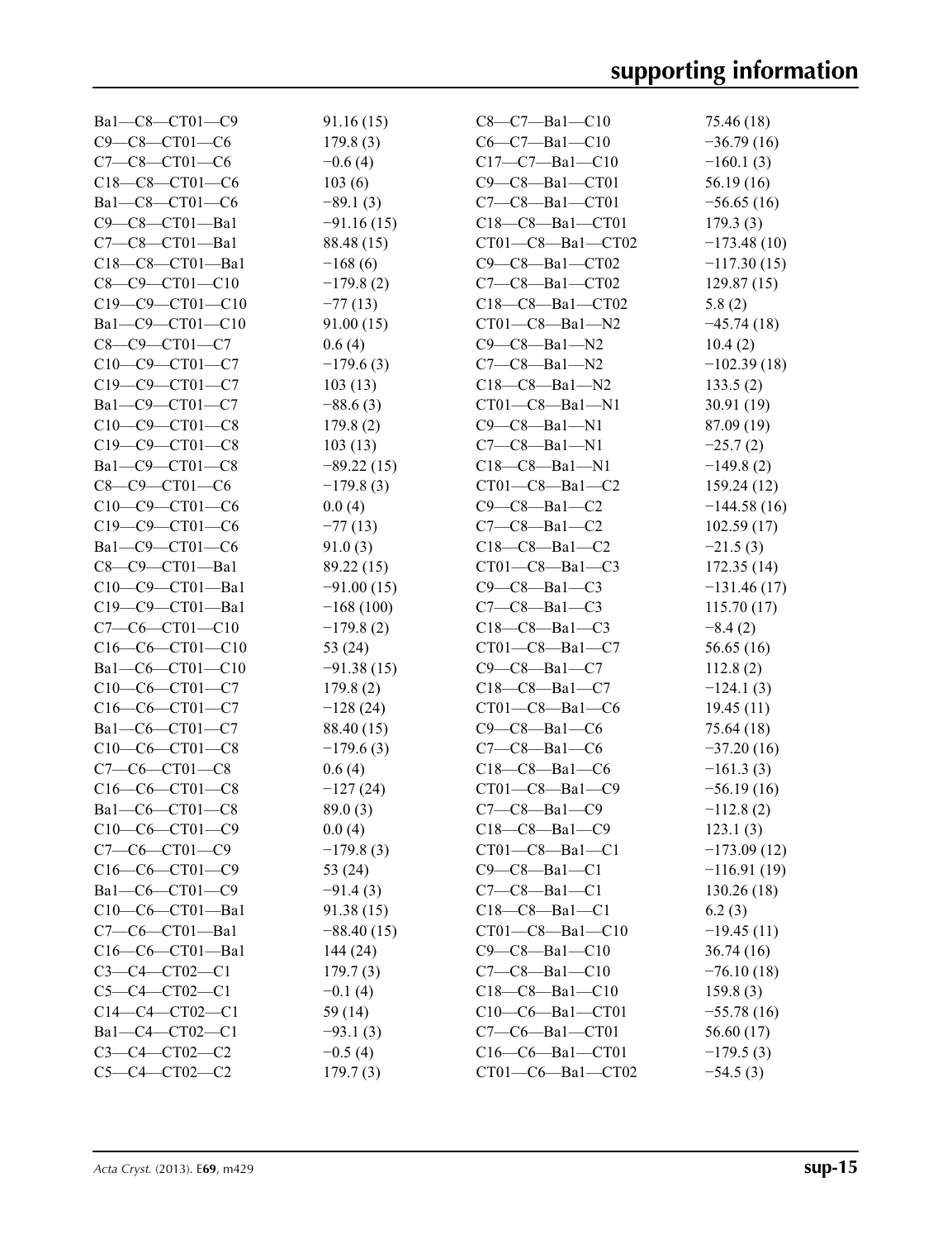| | |
|---|---|
| Ba1—C8—CT01—C9 | 91.16 (15) |
| C9—C8—CT01—C6 | 179.8 (3) |
| C7—C8—CT01—C6 | −0.6 (4) |
| C18—C8—CT01—C6 | 103 (6) |
| Ba1—C8—CT01—C6 | −89.1 (3) |
| C9—C8—CT01—Ba1 | −91.16 (15) |
| C7—C8—CT01—Ba1 | 88.48 (15) |
| C18—C8—CT01—Ba1 | −168 (6) |
| C8—C9—CT01—C10 | −179.8 (2) |
| C19—C9—CT01—C10 | −77 (13) |
| Ba1—C9—CT01—C10 | 91.00 (15) |
| C8—C9—CT01—C7 | 0.6 (4) |
| C10—C9—CT01—C7 | −179.6 (3) |
| C19—C9—CT01—C7 | 103 (13) |
| Ba1—C9—CT01—C7 | −88.6 (3) |
| C10—C9—CT01—C8 | 179.8 (2) |
| C19—C9—CT01—C8 | 103 (13) |
| Ba1—C9—CT01—C8 | −89.22 (15) |
| C8—C9—CT01—C6 | −179.8 (3) |
| C10—C9—CT01—C6 | 0.0 (4) |
| C19—C9—CT01—C6 | −77 (13) |
| Ba1—C9—CT01—C6 | 91.0 (3) |
| C8—C9—CT01—Ba1 | 89.22 (15) |
| C10—C9—CT01—Ba1 | −91.00 (15) |
| C19—C9—CT01—Ba1 | −168 (100) |
| C7—C6—CT01—C10 | −179.8 (2) |
| C16—C6—CT01—C10 | 53 (24) |
| Ba1—C6—CT01—C10 | −91.38 (15) |
| C10—C6—CT01—C7 | 179.8 (2) |
| C16—C6—CT01—C7 | −128 (24) |
| Ba1—C6—CT01—C7 | 88.40 (15) |
| C10—C6—CT01—C8 | −179.6 (3) |
| C7—C6—CT01—C8 | 0.6 (4) |
| C16—C6—CT01—C8 | −127 (24) |
| Ba1—C6—CT01—C8 | 89.0 (3) |
| C10—C6—CT01—C9 | 0.0 (4) |
| C7—C6—CT01—C9 | −179.8 (3) |
| C16—C6—CT01—C9 | 53 (24) |
| Ba1—C6—CT01—C9 | −91.4 (3) |
| C10—C6—CT01—Ba1 | 91.38 (15) |
| C7—C6—CT01—Ba1 | −88.40 (15) |
| C16—C6—CT01—Ba1 | 144 (24) |
| C3—C4—CT02—C1 | 179.7 (3) |
| C5—C4—CT02—C1 | −0.1 (4) |
| C14—C4—CT02—C1 | 59 (14) |
| Ba1—C4—CT02—C1 | −93.1 (3) |
| C3—C4—CT02—C2 | −0.5 (4) |
| C5—C4—CT02—C2 | 179.7 (3) |
| C8—C7—Ba1—C10 | 75.46 (18) |
| C6—C7—Ba1—C10 | −36.79 (16) |
| C17—C7—Ba1—C10 | −160.1 (3) |
| C9—C8—Ba1—CT01 | 56.19 (16) |
| C7—C8—Ba1—CT01 | −56.65 (16) |
| C18—C8—Ba1—CT01 | 179.3 (3) |
| CT01—C8—Ba1—CT02 | −173.48 (10) |
| C9—C8—Ba1—CT02 | −117.30 (15) |
| C7—C8—Ba1—CT02 | 129.87 (15) |
| C18—C8—Ba1—CT02 | 5.8 (2) |
| CT01—C8—Ba1—N2 | −45.74 (18) |
| C9—C8—Ba1—N2 | 10.4 (2) |
| C7—C8—Ba1—N2 | −102.39 (18) |
| C18—C8—Ba1—N2 | 133.5 (2) |
| CT01—C8—Ba1—N1 | 30.91 (19) |
| C9—C8—Ba1—N1 | 87.09 (19) |
| C7—C8—Ba1—N1 | −25.7 (2) |
| C18—C8—Ba1—N1 | −149.8 (2) |
| CT01—C8—Ba1—C2 | 159.24 (12) |
| C9—C8—Ba1—C2 | −144.58 (16) |
| C7—C8—Ba1—C2 | 102.59 (17) |
| C18—C8—Ba1—C2 | −21.5 (3) |
| CT01—C8—Ba1—C3 | 172.35 (14) |
| C9—C8—Ba1—C3 | −131.46 (17) |
| C7—C8—Ba1—C3 | 115.70 (17) |
| C18—C8—Ba1—C3 | −8.4 (2) |
| CT01—C8—Ba1—C7 | 56.65 (16) |
| C9—C8—Ba1—C7 | 112.8 (2) |
| C18—C8—Ba1—C7 | −124.1 (3) |
| CT01—C8—Ba1—C6 | 19.45 (11) |
| C9—C8—Ba1—C6 | 75.64 (18) |
| C7—C8—Ba1—C6 | −37.20 (16) |
| C18—C8—Ba1—C6 | −161.3 (3) |
| CT01—C8—Ba1—C9 | −56.19 (16) |
| C7—C8—Ba1—C9 | −112.8 (2) |
| C18—C8—Ba1—C9 | 123.1 (3) |
| CT01—C8—Ba1—C1 | −173.09 (12) |
| C9—C8—Ba1—C1 | −116.91 (19) |
| C7—C8—Ba1—C1 | 130.26 (18) |
| C18—C8—Ba1—C1 | 6.2 (3) |
| CT01—C8—Ba1—C10 | −19.45 (11) |
| C9—C8—Ba1—C10 | 36.74 (16) |
| C7—C8—Ba1—C10 | −76.10 (18) |
| C18—C8—Ba1—C10 | 159.8 (3) |
| C10—C6—Ba1—CT01 | −55.78 (16) |
| C7—C6—Ba1—CT01 | 56.60 (17) |
| C16—C6—Ba1—CT01 | −179.5 (3) |
| CT01—C6—Ba1—CT02 | −54.5 (3) |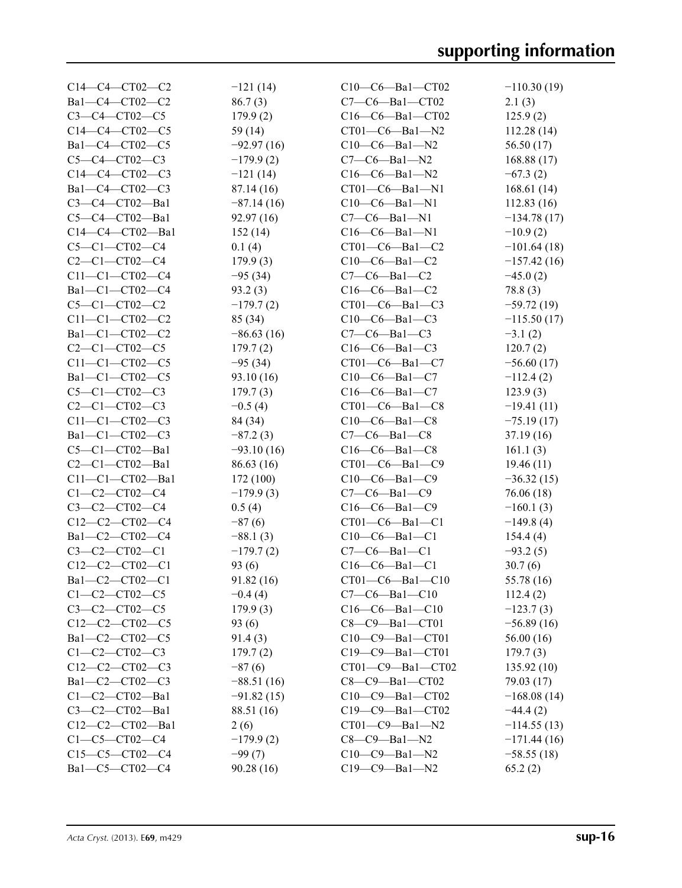| | | | |
|---|---|---|---|
| C14—C4—CT02—C2 | −121 (14) | C10—C6—Ba1—CT02 | −110.30 (19) |
| Ba1—C4—CT02—C2 | 86.7 (3) | C7—C6—Ba1—CT02 | 2.1 (3) |
| C3—C4—CT02—C5 | 179.9 (2) | C16—C6—Ba1—CT02 | 125.9 (2) |
| C14—C4—CT02—C5 | 59 (14) | CT01—C6—Ba1—N2 | 112.28 (14) |
| Ba1—C4—CT02—C5 | −92.97 (16) | C10—C6—Ba1—N2 | 56.50 (17) |
| C5—C4—CT02—C3 | −179.9 (2) | C7—C6—Ba1—N2 | 168.88 (17) |
| C14—C4—CT02—C3 | −121 (14) | C16—C6—Ba1—N2 | −67.3 (2) |
| Ba1—C4—CT02—C3 | 87.14 (16) | CT01—C6—Ba1—N1 | 168.61 (14) |
| C3—C4—CT02—Ba1 | −87.14 (16) | C10—C6—Ba1—N1 | 112.83 (16) |
| C5—C4—CT02—Ba1 | 92.97 (16) | C7—C6—Ba1—N1 | −134.78 (17) |
| C14—C4—CT02—Ba1 | 152 (14) | C16—C6—Ba1—N1 | −10.9 (2) |
| C5—C1—CT02—C4 | 0.1 (4) | CT01—C6—Ba1—C2 | −101.64 (18) |
| C2—C1—CT02—C4 | 179.9 (3) | C10—C6—Ba1—C2 | −157.42 (16) |
| C11—C1—CT02—C4 | −95 (34) | C7—C6—Ba1—C2 | −45.0 (2) |
| Ba1—C1—CT02—C4 | 93.2 (3) | C16—C6—Ba1—C2 | 78.8 (3) |
| C5—C1—CT02—C2 | −179.7 (2) | CT01—C6—Ba1—C3 | −59.72 (19) |
| C11—C1—CT02—C2 | 85 (34) | C10—C6—Ba1—C3 | −115.50 (17) |
| Ba1—C1—CT02—C2 | −86.63 (16) | C7—C6—Ba1—C3 | −3.1 (2) |
| C2—C1—CT02—C5 | 179.7 (2) | C16—C6—Ba1—C3 | 120.7 (2) |
| C11—C1—CT02—C5 | −95 (34) | CT01—C6—Ba1—C7 | −56.60 (17) |
| Ba1—C1—CT02—C5 | 93.10 (16) | C10—C6—Ba1—C7 | −112.4 (2) |
| C5—C1—CT02—C3 | 179.7 (3) | C16—C6—Ba1—C7 | 123.9 (3) |
| C2—C1—CT02—C3 | −0.5 (4) | CT01—C6—Ba1—C8 | −19.41 (11) |
| C11—C1—CT02—C3 | 84 (34) | C10—C6—Ba1—C8 | −75.19 (17) |
| Ba1—C1—CT02—C3 | −87.2 (3) | C7—C6—Ba1—C8 | 37.19 (16) |
| C5—C1—CT02—Ba1 | −93.10 (16) | C16—C6—Ba1—C8 | 161.1 (3) |
| C2—C1—CT02—Ba1 | 86.63 (16) | CT01—C6—Ba1—C9 | 19.46 (11) |
| C11—C1—CT02—Ba1 | 172 (100) | C10—C6—Ba1—C9 | −36.32 (15) |
| C1—C2—CT02—C4 | −179.9 (3) | C7—C6—Ba1—C9 | 76.06 (18) |
| C3—C2—CT02—C4 | 0.5 (4) | C16—C6—Ba1—C9 | −160.1 (3) |
| C12—C2—CT02—C4 | −87 (6) | CT01—C6—Ba1—C1 | −149.8 (4) |
| Ba1—C2—CT02—C4 | −88.1 (3) | C10—C6—Ba1—C1 | 154.4 (4) |
| C3—C2—CT02—C1 | −179.7 (2) | C7—C6—Ba1—C1 | −93.2 (5) |
| C12—C2—CT02—C1 | 93 (6) | C16—C6—Ba1—C1 | 30.7 (6) |
| Ba1—C2—CT02—C1 | 91.82 (16) | CT01—C6—Ba1—C10 | 55.78 (16) |
| C1—C2—CT02—C5 | −0.4 (4) | C7—C6—Ba1—C10 | 112.4 (2) |
| C3—C2—CT02—C5 | 179.9 (3) | C16—C6—Ba1—C10 | −123.7 (3) |
| C12—C2—CT02—C5 | 93 (6) | C8—C9—Ba1—CT01 | −56.89 (16) |
| Ba1—C2—CT02—C5 | 91.4 (3) | C10—C9—Ba1—CT01 | 56.00 (16) |
| C1—C2—CT02—C3 | 179.7 (2) | C19—C9—Ba1—CT01 | 179.7 (3) |
| C12—C2—CT02—C3 | −87 (6) | CT01—C9—Ba1—CT02 | 135.92 (10) |
| Ba1—C2—CT02—C3 | −88.51 (16) | C8—C9—Ba1—CT02 | 79.03 (17) |
| C1—C2—CT02—Ba1 | −91.82 (15) | C10—C9—Ba1—CT02 | −168.08 (14) |
| C3—C2—CT02—Ba1 | 88.51 (16) | C19—C9—Ba1—CT02 | −44.4 (2) |
| C12—C2—CT02—Ba1 | 2 (6) | CT01—C9—Ba1—N2 | −114.55 (13) |
| C1—C5—CT02—C4 | −179.9 (2) | C8—C9—Ba1—N2 | −171.44 (16) |
| C15—C5—CT02—C4 | −99 (7) | C10—C9—Ba1—N2 | −58.55 (18) |
| Ba1—C5—CT02—C4 | 90.28 (16) | C19—C9—Ba1—N2 | 65.2 (2) |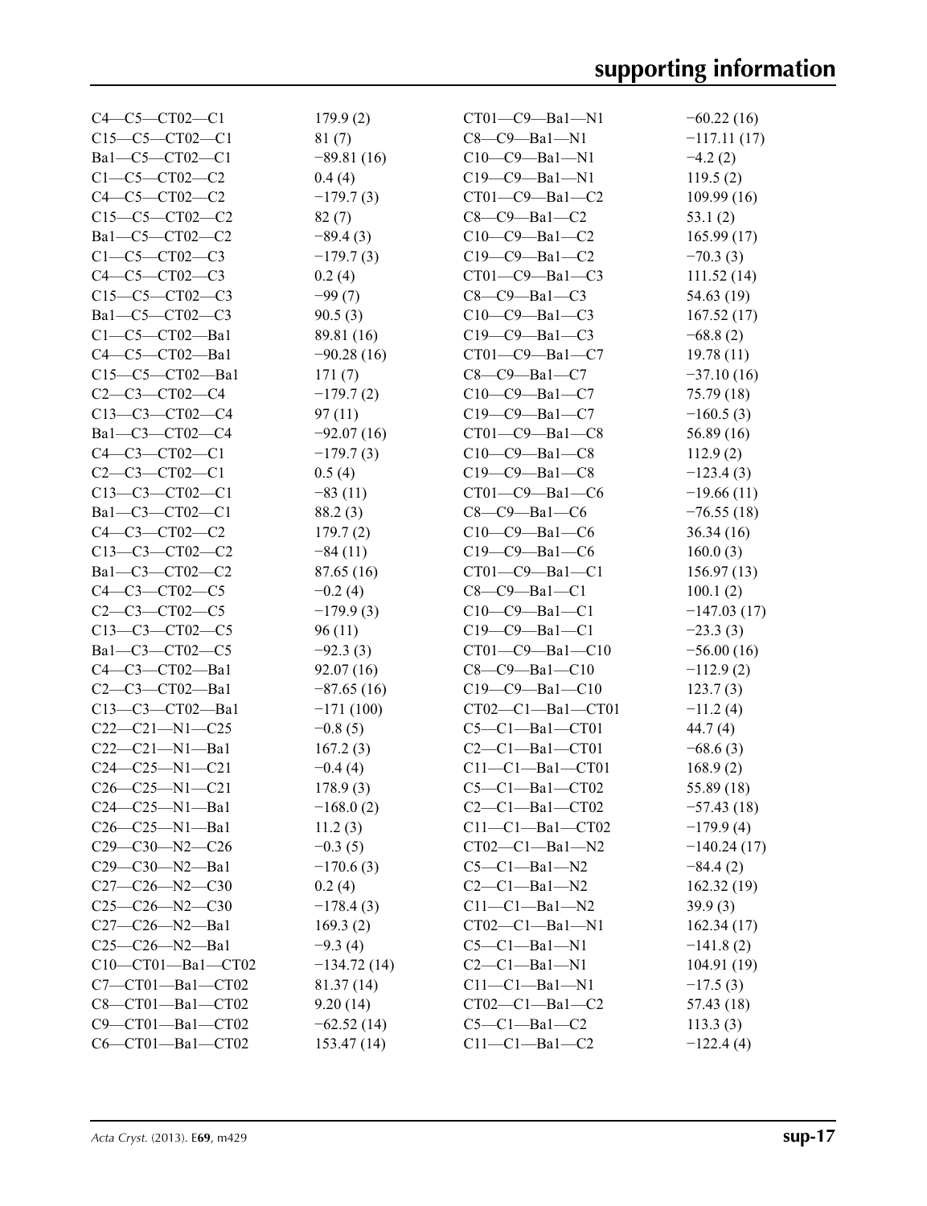| | | | |
|---|---|---|---|
| C4—C5—CT02—C1 | 179.9 (2) | CT01—C9—Ba1—N1 | −60.22 (16) |
| C15—C5—CT02—C1 | 81 (7) | C8—C9—Ba1—N1 | −117.11 (17) |
| Ba1—C5—CT02—C1 | −89.81 (16) | C10—C9—Ba1—N1 | −4.2 (2) |
| C1—C5—CT02—C2 | 0.4 (4) | C19—C9—Ba1—N1 | 119.5 (2) |
| C4—C5—CT02—C2 | −179.7 (3) | CT01—C9—Ba1—C2 | 109.99 (16) |
| C15—C5—CT02—C2 | 82 (7) | C8—C9—Ba1—C2 | 53.1 (2) |
| Ba1—C5—CT02—C2 | −89.4 (3) | C10—C9—Ba1—C2 | 165.99 (17) |
| C1—C5—CT02—C3 | −179.7 (3) | C19—C9—Ba1—C2 | −70.3 (3) |
| C4—C5—CT02—C3 | 0.2 (4) | CT01—C9—Ba1—C3 | 111.52 (14) |
| C15—C5—CT02—C3 | −99 (7) | C8—C9—Ba1—C3 | 54.63 (19) |
| Ba1—C5—CT02—C3 | 90.5 (3) | C10—C9—Ba1—C3 | 167.52 (17) |
| C1—C5—CT02—Ba1 | 89.81 (16) | C19—C9—Ba1—C3 | −68.8 (2) |
| C4—C5—CT02—Ba1 | −90.28 (16) | CT01—C9—Ba1—C7 | 19.78 (11) |
| C15—C5—CT02—Ba1 | 171 (7) | C8—C9—Ba1—C7 | −37.10 (16) |
| C2—C3—CT02—C4 | −179.7 (2) | C10—C9—Ba1—C7 | 75.79 (18) |
| C13—C3—CT02—C4 | 97 (11) | C19—C9—Ba1—C7 | −160.5 (3) |
| Ba1—C3—CT02—C4 | −92.07 (16) | CT01—C9—Ba1—C8 | 56.89 (16) |
| C4—C3—CT02—C1 | −179.7 (3) | C10—C9—Ba1—C8 | 112.9 (2) |
| C2—C3—CT02—C1 | 0.5 (4) | C19—C9—Ba1—C8 | −123.4 (3) |
| C13—C3—CT02—C1 | −83 (11) | CT01—C9—Ba1—C6 | −19.66 (11) |
| Ba1—C3—CT02—C1 | 88.2 (3) | C8—C9—Ba1—C6 | −76.55 (18) |
| C4—C3—CT02—C2 | 179.7 (2) | C10—C9—Ba1—C6 | 36.34 (16) |
| C13—C3—CT02—C2 | −84 (11) | C19—C9—Ba1—C6 | 160.0 (3) |
| Ba1—C3—CT02—C2 | 87.65 (16) | CT01—C9—Ba1—C1 | 156.97 (13) |
| C4—C3—CT02—C5 | −0.2 (4) | C8—C9—Ba1—C1 | 100.1 (2) |
| C2—C3—CT02—C5 | −179.9 (3) | C10—C9—Ba1—C1 | −147.03 (17) |
| C13—C3—CT02—C5 | 96 (11) | C19—C9—Ba1—C1 | −23.3 (3) |
| Ba1—C3—CT02—C5 | −92.3 (3) | CT01—C9—Ba1—C10 | −56.00 (16) |
| C4—C3—CT02—Ba1 | 92.07 (16) | C8—C9—Ba1—C10 | −112.9 (2) |
| C2—C3—CT02—Ba1 | −87.65 (16) | C19—C9—Ba1—C10 | 123.7 (3) |
| C13—C3—CT02—Ba1 | −171 (100) | CT02—C1—Ba1—CT01 | −11.2 (4) |
| C22—C21—N1—C25 | −0.8 (5) | C5—C1—Ba1—CT01 | 44.7 (4) |
| C22—C21—N1—Ba1 | 167.2 (3) | C2—C1—Ba1—CT01 | −68.6 (3) |
| C24—C25—N1—C21 | −0.4 (4) | C11—C1—Ba1—CT01 | 168.9 (2) |
| C26—C25—N1—C21 | 178.9 (3) | C5—C1—Ba1—CT02 | 55.89 (18) |
| C24—C25—N1—Ba1 | −168.0 (2) | C2—C1—Ba1—CT02 | −57.43 (18) |
| C26—C25—N1—Ba1 | 11.2 (3) | C11—C1—Ba1—CT02 | −179.9 (4) |
| C29—C30—N2—C26 | −0.3 (5) | CT02—C1—Ba1—N2 | −140.24 (17) |
| C29—C30—N2—Ba1 | −170.6 (3) | C5—C1—Ba1—N2 | −84.4 (2) |
| C27—C26—N2—C30 | 0.2 (4) | C2—C1—Ba1—N2 | 162.32 (19) |
| C25—C26—N2—C30 | −178.4 (3) | C11—C1—Ba1—N2 | 39.9 (3) |
| C27—C26—N2—Ba1 | 169.3 (2) | CT02—C1—Ba1—N1 | 162.34 (17) |
| C25—C26—N2—Ba1 | −9.3 (4) | C5—C1—Ba1—N1 | −141.8 (2) |
| C10—CT01—Ba1—CT02 | −134.72 (14) | C2—C1—Ba1—N1 | 104.91 (19) |
| C7—CT01—Ba1—CT02 | 81.37 (14) | C11—C1—Ba1—N1 | −17.5 (3) |
| C8—CT01—Ba1—CT02 | 9.20 (14) | CT02—C1—Ba1—C2 | 57.43 (18) |
| C9—CT01—Ba1—CT02 | −62.52 (14) | C5—C1—Ba1—C2 | 113.3 (3) |
| C6—CT01—Ba1—CT02 | 153.47 (14) | C11—C1—Ba1—C2 | −122.4 (4) |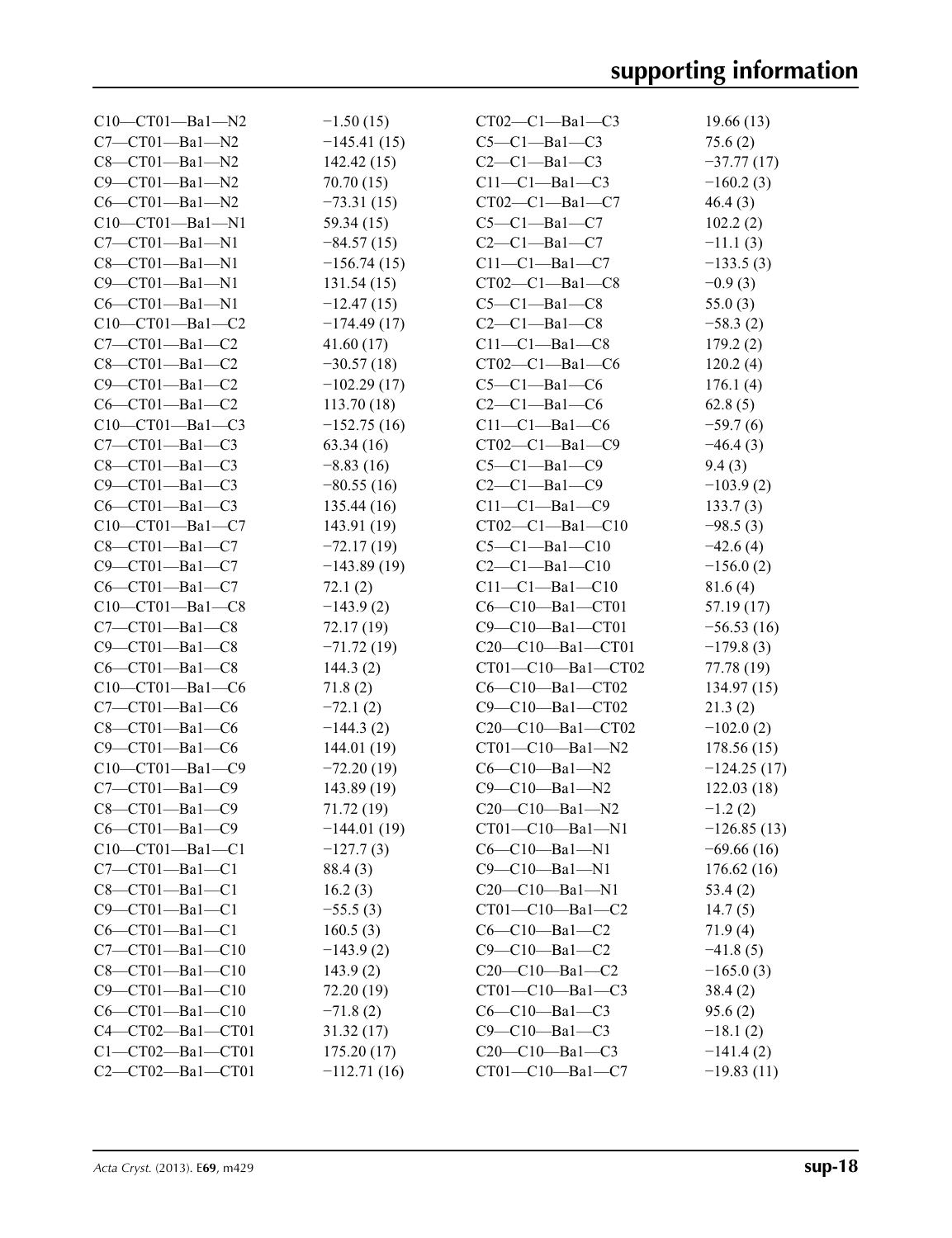| | | | |
|---|---|---|---|
| C10—CT01—Ba1—N2 | −1.50 (15) | CT02—C1—Ba1—C3 | 19.66 (13) |
| C7—CT01—Ba1—N2 | −145.41 (15) | C5—C1—Ba1—C3 | 75.6 (2) |
| C8—CT01—Ba1—N2 | 142.42 (15) | C2—C1—Ba1—C3 | −37.77 (17) |
| C9—CT01—Ba1—N2 | 70.70 (15) | C11—C1—Ba1—C3 | −160.2 (3) |
| C6—CT01—Ba1—N2 | −73.31 (15) | CT02—C1—Ba1—C7 | 46.4 (3) |
| C10—CT01—Ba1—N1 | 59.34 (15) | C5—C1—Ba1—C7 | 102.2 (2) |
| C7—CT01—Ba1—N1 | −84.57 (15) | C2—C1—Ba1—C7 | −11.1 (3) |
| C8—CT01—Ba1—N1 | −156.74 (15) | C11—C1—Ba1—C7 | −133.5 (3) |
| C9—CT01—Ba1—N1 | 131.54 (15) | CT02—C1—Ba1—C8 | −0.9 (3) |
| C6—CT01—Ba1—N1 | −12.47 (15) | C5—C1—Ba1—C8 | 55.0 (3) |
| C10—CT01—Ba1—C2 | −174.49 (17) | C2—C1—Ba1—C8 | −58.3 (2) |
| C7—CT01—Ba1—C2 | 41.60 (17) | C11—C1—Ba1—C8 | 179.2 (2) |
| C8—CT01—Ba1—C2 | −30.57 (18) | CT02—C1—Ba1—C6 | 120.2 (4) |
| C9—CT01—Ba1—C2 | −102.29 (17) | C5—C1—Ba1—C6 | 176.1 (4) |
| C6—CT01—Ba1—C2 | 113.70 (18) | C2—C1—Ba1—C6 | 62.8 (5) |
| C10—CT01—Ba1—C3 | −152.75 (16) | C11—C1—Ba1—C6 | −59.7 (6) |
| C7—CT01—Ba1—C3 | 63.34 (16) | CT02—C1—Ba1—C9 | −46.4 (3) |
| C8—CT01—Ba1—C3 | −8.83 (16) | C5—C1—Ba1—C9 | 9.4 (3) |
| C9—CT01—Ba1—C3 | −80.55 (16) | C2—C1—Ba1—C9 | −103.9 (2) |
| C6—CT01—Ba1—C3 | 135.44 (16) | C11—C1—Ba1—C9 | 133.7 (3) |
| C10—CT01—Ba1—C7 | 143.91 (19) | CT02—C1—Ba1—C10 | −98.5 (3) |
| C8—CT01—Ba1—C7 | −72.17 (19) | C5—C1—Ba1—C10 | −42.6 (4) |
| C9—CT01—Ba1—C7 | −143.89 (19) | C2—C1—Ba1—C10 | −156.0 (2) |
| C6—CT01—Ba1—C7 | 72.1 (2) | C11—C1—Ba1—C10 | 81.6 (4) |
| C10—CT01—Ba1—C8 | −143.9 (2) | C6—C10—Ba1—CT01 | 57.19 (17) |
| C7—CT01—Ba1—C8 | 72.17 (19) | C9—C10—Ba1—CT01 | −56.53 (16) |
| C9—CT01—Ba1—C8 | −71.72 (19) | C20—C10—Ba1—CT01 | −179.8 (3) |
| C6—CT01—Ba1—C8 | 144.3 (2) | CT01—C10—Ba1—CT02 | 77.78 (19) |
| C10—CT01—Ba1—C6 | 71.8 (2) | C6—C10—Ba1—CT02 | 134.97 (15) |
| C7—CT01—Ba1—C6 | −72.1 (2) | C9—C10—Ba1—CT02 | 21.3 (2) |
| C8—CT01—Ba1—C6 | −144.3 (2) | C20—C10—Ba1—CT02 | −102.0 (2) |
| C9—CT01—Ba1—C6 | 144.01 (19) | CT01—C10—Ba1—N2 | 178.56 (15) |
| C10—CT01—Ba1—C9 | −72.20 (19) | C6—C10—Ba1—N2 | −124.25 (17) |
| C7—CT01—Ba1—C9 | 143.89 (19) | C9—C10—Ba1—N2 | 122.03 (18) |
| C8—CT01—Ba1—C9 | 71.72 (19) | C20—C10—Ba1—N2 | −1.2 (2) |
| C6—CT01—Ba1—C9 | −144.01 (19) | CT01—C10—Ba1—N1 | −126.85 (13) |
| C10—CT01—Ba1—C1 | −127.7 (3) | C6—C10—Ba1—N1 | −69.66 (16) |
| C7—CT01—Ba1—C1 | 88.4 (3) | C9—C10—Ba1—N1 | 176.62 (16) |
| C8—CT01—Ba1—C1 | 16.2 (3) | C20—C10—Ba1—N1 | 53.4 (2) |
| C9—CT01—Ba1—C1 | −55.5 (3) | CT01—C10—Ba1—C2 | 14.7 (5) |
| C6—CT01—Ba1—C1 | 160.5 (3) | C6—C10—Ba1—C2 | 71.9 (4) |
| C7—CT01—Ba1—C10 | −143.9 (2) | C9—C10—Ba1—C2 | −41.8 (5) |
| C8—CT01—Ba1—C10 | 143.9 (2) | C20—C10—Ba1—C2 | −165.0 (3) |
| C9—CT01—Ba1—C10 | 72.20 (19) | CT01—C10—Ba1—C3 | 38.4 (2) |
| C6—CT01—Ba1—C10 | −71.8 (2) | C6—C10—Ba1—C3 | 95.6 (2) |
| C4—CT02—Ba1—CT01 | 31.32 (17) | C9—C10—Ba1—C3 | −18.1 (2) |
| C1—CT02—Ba1—CT01 | 175.20 (17) | C20—C10—Ba1—C3 | −141.4 (2) |
| C2—CT02—Ba1—CT01 | −112.71 (16) | CT01—C10—Ba1—C7 | −19.83 (11) |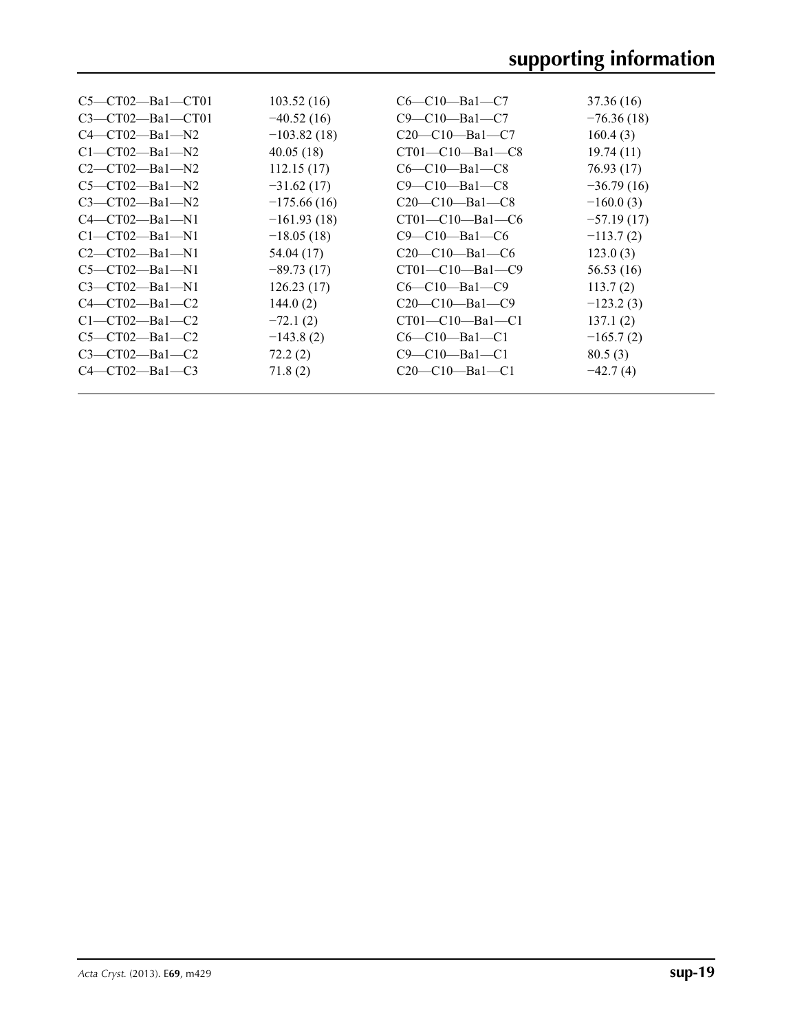| | | | |
|---|---|---|---|
| C5—CT02—Ba1—CT01 | 103.52 (16) | C6—C10—Ba1—C7 | 37.36 (16) |
| C3—CT02—Ba1—CT01 | −40.52 (16) | C9—C10—Ba1—C7 | −76.36 (18) |
| C4—CT02—Ba1—N2 | −103.82 (18) | C20—C10—Ba1—C7 | 160.4 (3) |
| C1—CT02—Ba1—N2 | 40.05 (18) | CT01—C10—Ba1—C8 | 19.74 (11) |
| C2—CT02—Ba1—N2 | 112.15 (17) | C6—C10—Ba1—C8 | 76.93 (17) |
| C5—CT02—Ba1—N2 | −31.62 (17) | C9—C10—Ba1—C8 | −36.79 (16) |
| C3—CT02—Ba1—N2 | −175.66 (16) | C20—C10—Ba1—C8 | −160.0 (3) |
| C4—CT02—Ba1—N1 | −161.93 (18) | CT01—C10—Ba1—C6 | −57.19 (17) |
| C1—CT02—Ba1—N1 | −18.05 (18) | C9—C10—Ba1—C6 | −113.7 (2) |
| C2—CT02—Ba1—N1 | 54.04 (17) | C20—C10—Ba1—C6 | 123.0 (3) |
| C5—CT02—Ba1—N1 | −89.73 (17) | CT01—C10—Ba1—C9 | 56.53 (16) |
| C3—CT02—Ba1—N1 | 126.23 (17) | C6—C10—Ba1—C9 | 113.7 (2) |
| C4—CT02—Ba1—C2 | 144.0 (2) | C20—C10—Ba1—C9 | −123.2 (3) |
| C1—CT02—Ba1—C2 | −72.1 (2) | CT01—C10—Ba1—C1 | 137.1 (2) |
| C5—CT02—Ba1—C2 | −143.8 (2) | C6—C10—Ba1—C1 | −165.7 (2) |
| C3—CT02—Ba1—C2 | 72.2 (2) | C9—C10—Ba1—C1 | 80.5 (3) |
| C4—CT02—Ba1—C3 | 71.8 (2) | C20—C10—Ba1—C1 | −42.7 (4) |